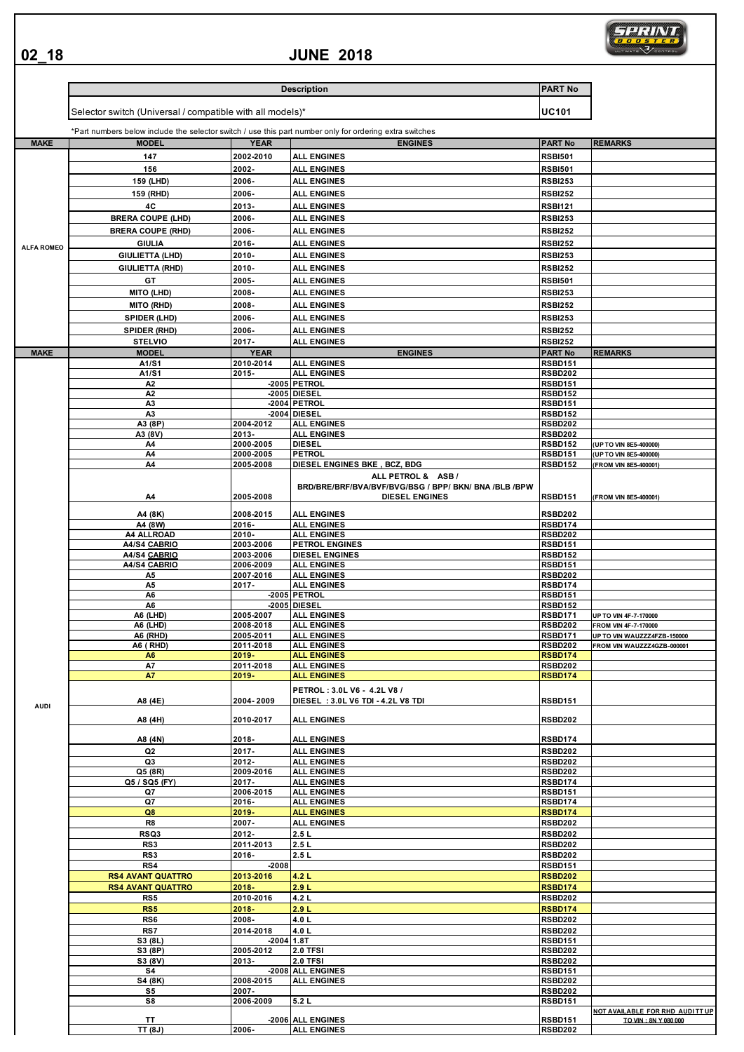# 02_18 JUNE 2018

| Description | PART No |
|---|---|
| Selector switch (Universal / compatible with all models)* | UC101 |

*Part numbers below include the selector switch / use this part number only for ordering extra switches

| MAKE | MODEL | YEAR | ENGINES | PART No | REMARKS |
|---|---|---|---|---|---|
| ALFA ROMEO | 147 | 2002-2010 | ALL ENGINES | RSBI501 | |
| | 156 | 2002- | ALL ENGINES | RSBI501 | |
| | 159 (LHD) | 2006- | ALL ENGINES | RSBI253 | |
| | 159 (RHD) | 2006- | ALL ENGINES | RSBI252 | |
| | 4C | 2013- | ALL ENGINES | RSBI121 | |
| | BRERA COUPE (LHD) | 2006- | ALL ENGINES | RSBI253 | |
| | BRERA COUPE (RHD) | 2006- | ALL ENGINES | RSBI252 | |
| | GIULIA | 2016- | ALL ENGINES | RSBI252 | |
| | GIULIETTA (LHD) | 2010- | ALL ENGINES | RSBI253 | |
| | GIULIETTA (RHD) | 2010- | ALL ENGINES | RSBI252 | |
| | GT | 2005- | ALL ENGINES | RSBI501 | |
| | MITO (LHD) | 2008- | ALL ENGINES | RSBI253 | |
| | MITO (RHD) | 2008- | ALL ENGINES | RSBI252 | |
| | SPIDER (LHD) | 2006- | ALL ENGINES | RSBI253 | |
| | SPIDER (RHD) | 2006- | ALL ENGINES | RSBI252 | |
| | STELVIO | 2017- | ALL ENGINES | RSBI252 | |
| **MAKE** | **MODEL** | **YEAR** | **ENGINES** | **PART No** | **REMARKS** |
| AUDI | A1/S1 | 2010-2014 | ALL ENGINES | RSBD151 | |
| | A1/S1 | 2015- | ALL ENGINES | RSBD202 | |
| | A2 | -2005 | PETROL | RSBD151 | |
| | A2 | -2005 | DIESEL | RSBD152 | |
| | A3 | -2004 | PETROL | RSBD151 | |
| | A3 | -2004 | DIESEL | RSBD152 | |
| | A3 (8P) | 2004-2012 | ALL ENGINES | RSBD202 | |
| | A3 (8V) | 2013- | ALL ENGINES | RSBD202 | |
| | A4 | 2000-2005 | DIESEL | RSBD152 | (UP TO VIN 8E5-400000) |
| | A4 | 2000-2005 | PETROL | RSBD151 | (UP TO VIN 8E5-400000) |
| | A4 | 2005-2008 | DIESEL ENGINES BKE , BCZ, BDG | RSBD152 | (FROM VIN 8E5-400001) |
| | A4 | 2005-2008 | ALL PETROL & ASB / BRD/BRE/BRF/BVA/BVF/BVG/BSG / BPP/ BKN/ BNA /BLB /BPW DIESEL ENGINES | RSBD151 | (FROM VIN 8E5-400001) |
| | A4 (8K) | 2008-2015 | ALL ENGINES | RSBD202 | |
| | A4 (8W) | 2016- | ALL ENGINES | RSBD174 | |
| | A4 ALLROAD | 2010- | ALL ENGINES | RSBD202 | |
| | A4/S4 CABRIO | 2003-2006 | PETROL ENGINES | RSBD151 | |
| | A4/S4 CABRIO | 2003-2006 | DIESEL ENGINES | RSBD152 | |
| | A4/S4 CABRIO | 2006-2009 | ALL ENGINES | RSBD151 | |
| | A5 | 2007-2016 | ALL ENGINES | RSBD202 | |
| | A5 | 2017- | ALL ENGINES | RSBD174 | |
| | A6 | -2005 | PETROL | RSBD151 | |
| | A6 | -2005 | DIESEL | RSBD152 | |
| | A6 (LHD) | 2005-2007 | ALL ENGINES | RSBD171 | UP TO VIN 4F-7-170000 |
| | A6 (LHD) | 2008-2018 | ALL ENGINES | RSBD202 | FROM VIN 4F-7-170000 |
| | A6 (RHD) | 2005-2011 | ALL ENGINES | RSBD171 | UP TO VIN WAUZZZ4FZB-150000 |
| | A6 ( RHD) | 2011-2018 | ALL ENGINES | RSBD202 | FROM VIN WAUZZZ4GZB-000001 |
| | A6 | 2019- | ALL ENGINES | RSBD174 | |
| | A7 | 2011-2018 | ALL ENGINES | RSBD202 | |
| | A7 | 2019- | ALL ENGINES | RSBD174 | |
| | A8 (4E) | 2004- 2009 | PETROL : 3.0L V6 - 4.2L V8 / DIESEL : 3.0L V6 TDI - 4.2L V8 TDI | RSBD151 | |
| | A8 (4H) | 2010-2017 | ALL ENGINES | RSBD202 | |
| | A8 (4N) | 2018- | ALL ENGINES | RSBD174 | |
| | Q2 | 2017- | ALL ENGINES | RSBD202 | |
| | Q3 | 2012- | ALL ENGINES | RSBD202 | |
| | Q5 (8R) | 2009-2016 | ALL ENGINES | RSBD202 | |
| | Q5 / SQ5 (FY) | 2017- | ALL ENGINES | RSBD174 | |
| | Q7 | 2006-2015 | ALL ENGINES | RSBD151 | |
| | Q7 | 2016- | ALL ENGINES | RSBD174 | |
| | Q8 | 2019- | ALL ENGINES | RSBD174 | |
| | R8 | 2007- | ALL ENGINES | RSBD202 | |
| | RSQ3 | 2012- | 2.5 L | RSBD202 | |
| | RS3 | 2011-2013 | 2.5 L | RSBD202 | |
| | RS3 | 2016- | 2.5 L | RSBD202 | |
| | RS4 | -2008 | | RSBD151 | |
| | RS4 AVANT QUATTRO | 2013-2016 | 4.2 L | RSBD202 | |
| | RS4 AVANT QUATTRO | 2018- | 2.9 L | RSBD174 | |
| | RS5 | 2010-2016 | 4.2 L | RSBD202 | |
| | RS5 | 2018- | 2.9 L | RSBD174 | |
| | RS6 | 2008- | 4.0 L | RSBD202 | |
| | RS7 | 2014-2018 | 4.0 L | RSBD202 | |
| | S3 (8L) | -2004 | 1.8T | RSBD151 | |
| | S3 (8P) | 2005-2012 | 2.0 TFSI | RSBD202 | |
| | S3 (8V) | 2013- | 2.0 TFSI | RSBD202 | |
| | S4 | -2008 | ALL ENGINES | RSBD151 | |
| | S4 (8K) | 2008-2015 | ALL ENGINES | RSBD202 | |
| | S5 | 2007- | | RSBD202 | |
| | S8 | 2006-2009 | 5.2 L | RSBD151 | |
| | TT | -2006 | ALL ENGINES | RSBD151 | NOT AVAILABLE FOR RHD AUDI TT UP TO VIN : 8N Y 080 000 |
| | TT (8J) | 2006- | ALL ENGINES | RSBD202 | |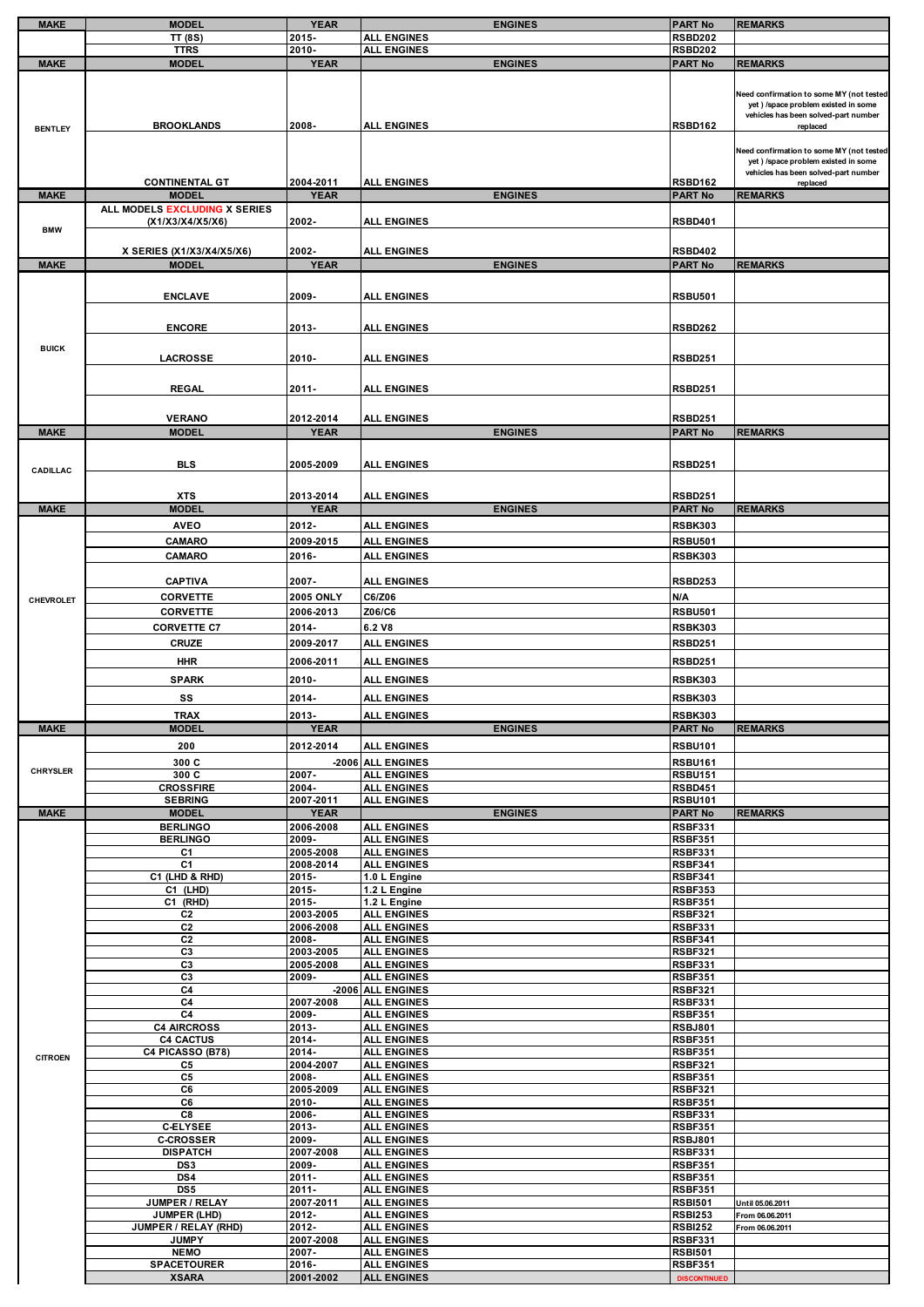| MAKE | MODEL | YEAR | ENGINES | PART No | REMARKS |
|---|---|---|---|---|---|
| | TT (8S) | 2015- | ALL ENGINES | RSBD202 | |
| | TTRS | 2010- | ALL ENGINES | RSBD202 | |

| MAKE | MODEL | YEAR | ENGINES | PART No | REMARKS |
|---|---|---|---|---|---|
| BENTLEY | BROOKLANDS | 2008- | ALL ENGINES | RSBD162 | Need confirmation to some MY (not tested yet ) /space problem existed in some vehicles has been solved-part number replaced |
| | CONTINENTAL GT | 2004-2011 | ALL ENGINES | RSBD162 | Need confirmation to some MY (not tested yet ) /space problem existed in some vehicles has been solved-part number replaced |

| MAKE | MODEL | YEAR | ENGINES | PART No | REMARKS |
|---|---|---|---|---|---|
| BMW | ALL MODELS EXCLUDING X SERIES (X1/X3/X4/X5/X6) | 2002- | ALL ENGINES | RSBD401 | |
| | X SERIES (X1/X3/X4/X5/X6) | 2002- | ALL ENGINES | RSBD402 | |

| MAKE | MODEL | YEAR | ENGINES | PART No | REMARKS |
|---|---|---|---|---|---|
| BUICK | ENCLAVE | 2009- | ALL ENGINES | RSBU501 | |
| | ENCORE | 2013- | ALL ENGINES | RSBD262 | |
| | LACROSSE | 2010- | ALL ENGINES | RSBD251 | |
| | REGAL | 2011- | ALL ENGINES | RSBD251 | |
| | VERANO | 2012-2014 | ALL ENGINES | RSBD251 | |

| MAKE | MODEL | YEAR | ENGINES | PART No | REMARKS |
|---|---|---|---|---|---|
| CADILLAC | BLS | 2005-2009 | ALL ENGINES | RSBD251 | |
| | XTS | 2013-2014 | ALL ENGINES | RSBD251 | |

| MAKE | MODEL | YEAR | ENGINES | PART No | REMARKS |
|---|---|---|---|---|---|
| CHEVROLET | AVEO | 2012- | ALL ENGINES | RSBK303 | |
| | CAMARO | 2009-2015 | ALL ENGINES | RSBU501 | |
| | CAMARO | 2016- | ALL ENGINES | RSBK303 | |
| | CAPTIVA | 2007- | ALL ENGINES | RSBD253 | |
| | CORVETTE | 2005 ONLY | C6/Z06 | N/A | |
| | CORVETTE | 2006-2013 | Z06/C6 | RSBU501 | |
| | CORVETTE C7 | 2014- | 6.2 V8 | RSBK303 | |
| | CRUZE | 2009-2017 | ALL ENGINES | RSBD251 | |
| | HHR | 2006-2011 | ALL ENGINES | RSBD251 | |
| | SPARK | 2010- | ALL ENGINES | RSBK303 | |
| | SS | 2014- | ALL ENGINES | RSBK303 | |
| | TRAX | 2013- | ALL ENGINES | RSBK303 | |

| MAKE | MODEL | YEAR | ENGINES | PART No | REMARKS |
|---|---|---|---|---|---|
| CHRYSLER | 200 | 2012-2014 | ALL ENGINES | RSBU101 | |
| | 300 C | -2006 | ALL ENGINES | RSBU161 | |
| | 300 C | 2007- | ALL ENGINES | RSBU151 | |
| | CROSSFIRE | 2004- | ALL ENGINES | RSBD451 | |
| | SEBRING | 2007-2011 | ALL ENGINES | RSBU101 | |

| MAKE | MODEL | YEAR | ENGINES | PART No | REMARKS |
|---|---|---|---|---|---|
| CITROEN | BERLINGO | 2006-2008 | ALL ENGINES | RSBF331 | |
| | BERLINGO | 2009- | ALL ENGINES | RSBF351 | |
| | C1 | 2005-2008 | ALL ENGINES | RSBF331 | |
| | C1 | 2008-2014 | ALL ENGINES | RSBF341 | |
| | C1 (LHD & RHD) | 2015- | 1.0 L Engine | RSBF341 | |
| | C1 (LHD) | 2015- | 1.2 L Engine | RSBF353 | |
| | C1 (RHD) | 2015- | 1.2 L Engine | RSBF351 | |
| | C2 | 2003-2005 | ALL ENGINES | RSBF321 | |
| | C2 | 2006-2008 | ALL ENGINES | RSBF331 | |
| | C2 | 2008- | ALL ENGINES | RSBF341 | |
| | C3 | 2003-2005 | ALL ENGINES | RSBF321 | |
| | C3 | 2005-2008 | ALL ENGINES | RSBF331 | |
| | C3 | 2009- | ALL ENGINES | RSBF351 | |
| | C4 | -2006 | ALL ENGINES | RSBF321 | |
| | C4 | 2007-2008 | ALL ENGINES | RSBF331 | |
| | C4 | 2009- | ALL ENGINES | RSBF351 | |
| | C4 AIRCROSS | 2013- | ALL ENGINES | RSBJ801 | |
| | C4 CACTUS | 2014- | ALL ENGINES | RSBF351 | |
| | C4 PICASSO (B78) | 2014- | ALL ENGINES | RSBF351 | |
| | C5 | 2004-2007 | ALL ENGINES | RSBF321 | |
| | C5 | 2008- | ALL ENGINES | RSBF351 | |
| | C6 | 2005-2009 | ALL ENGINES | RSBF321 | |
| | C6 | 2010- | ALL ENGINES | RSBF351 | |
| | C8 | 2006- | ALL ENGINES | RSBF331 | |
| | C-ELYSEE | 2013- | ALL ENGINES | RSBF351 | |
| | C-CROSSER | 2009- | ALL ENGINES | RSBJ801 | |
| | DISPATCH | 2007-2008 | ALL ENGINES | RSBF331 | |
| | DS3 | 2009- | ALL ENGINES | RSBF351 | |
| | DS4 | 2011- | ALL ENGINES | RSBF351 | |
| | DS5 | 2011- | ALL ENGINES | RSBF351 | |
| | JUMPER / RELAY | 2007-2011 | ALL ENGINES | RSBI501 | Until 05.06.2011 |
| | JUMPER (LHD) | 2012- | ALL ENGINES | RSBI253 | From 06.06.2011 |
| | JUMPER / RELAY (RHD) | 2012- | ALL ENGINES | RSBI252 | From 06.06.2011 |
| | JUMPY | 2007-2008 | ALL ENGINES | RSBF331 | |
| | NEMO | 2007- | ALL ENGINES | RSBI501 | |
| | SPACETOURER | 2016- | ALL ENGINES | RSBF351 | |
| | XSARA | 2001-2002 | ALL ENGINES | DISCONTINUED | |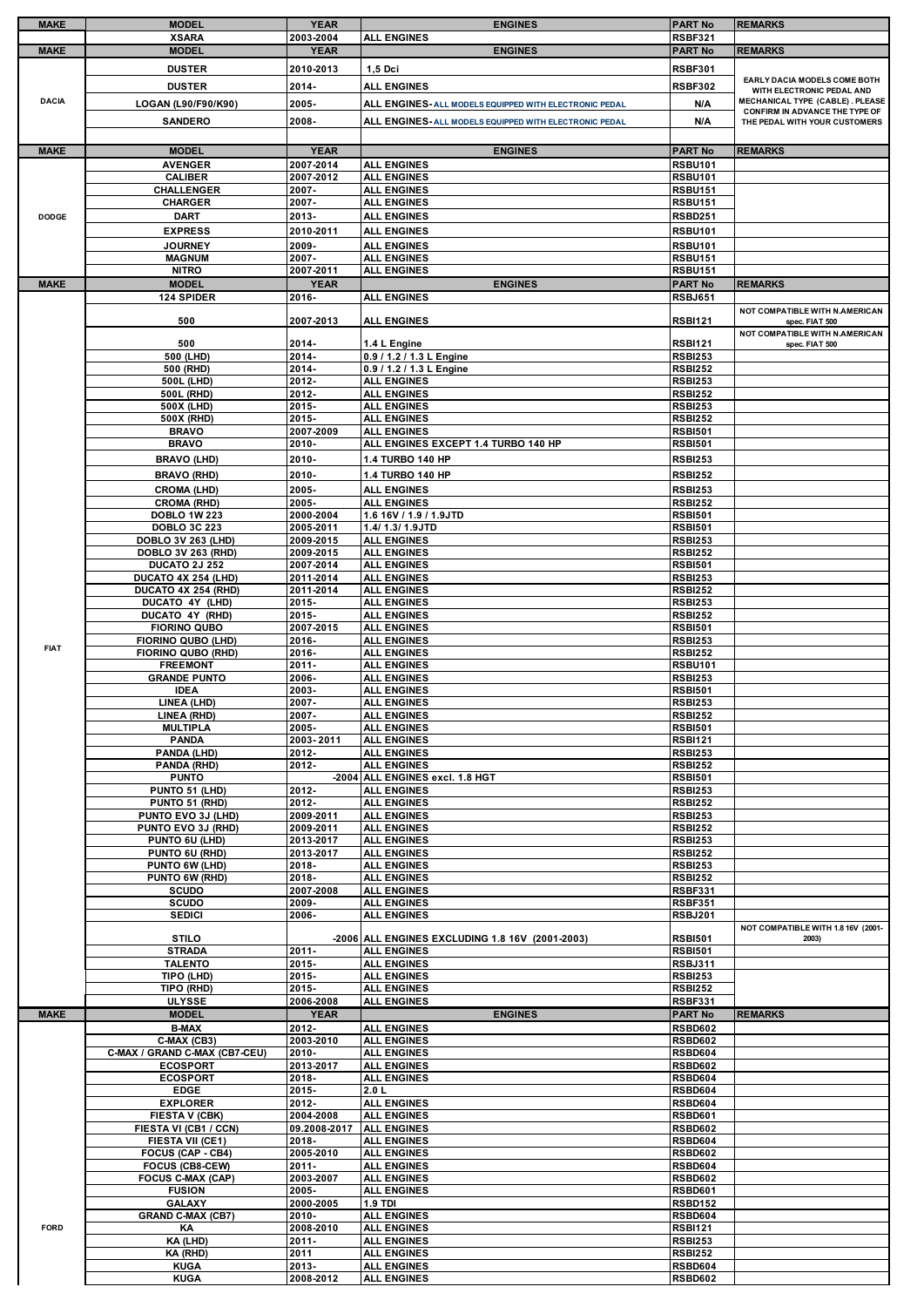| MAKE | MODEL | YEAR | ENGINES | PART No | REMARKS |
|---|---|---|---|---|---|
| | XSARA | 2003-2004 | ALL ENGINES | RSBF321 | |

| MAKE | MODEL | YEAR | ENGINES | PART No | REMARKS |
|---|---|---|---|---|---|
| DACIA | DUSTER | 2010-2013 | 1,5 Dci | RSBF301 | EARLY DACIA MODELS COME BOTH WITH ELECTRONIC PEDAL AND MECHANICAL TYPE (CABLE) . PLEASE CONFIRM IN ADVANCE THE TYPE OF THE PEDAL WITH YOUR CUSTOMERS |
| | DUSTER | 2014- | ALL ENGINES | RSBF302 | |
| | LOGAN (L90/F90/K90) | 2005- | ALL ENGINES- ALL MODELS EQUIPPED WITH ELECTRONIC PEDAL | N/A | |
| | SANDERO | 2008- | ALL ENGINES- ALL MODELS EQUIPPED WITH ELECTRONIC PEDAL | N/A | |

| MAKE | MODEL | YEAR | ENGINES | PART No | REMARKS |
|---|---|---|---|---|---|
| DODGE | AVENGER | 2007-2014 | ALL ENGINES | RSBU101 | |
| | CALIBER | 2007-2012 | ALL ENGINES | RSBU101 | |
| | CHALLENGER | 2007- | ALL ENGINES | RSBU151 | |
| | CHARGER | 2007- | ALL ENGINES | RSBU151 | |
| | DART | 2013- | ALL ENGINES | RSBD251 | |
| | EXPRESS | 2010-2011 | ALL ENGINES | RSBU101 | |
| | JOURNEY | 2009- | ALL ENGINES | RSBU101 | |
| | MAGNUM | 2007- | ALL ENGINES | RSBU151 | |
| | NITRO | 2007-2011 | ALL ENGINES | RSBU151 | |

| MAKE | MODEL | YEAR | ENGINES | PART No | REMARKS |
|---|---|---|---|---|---|
| FIAT | 124 SPIDER | 2016- | ALL ENGINES | RSBJ651 | |
| | 500 | 2007-2013 | ALL ENGINES | RSBI121 | NOT COMPATIBLE WITH N.AMERICAN spec. FIAT 500 |
| | 500 | 2014- | 1.4 L Engine | RSBI121 | NOT COMPATIBLE WITH N.AMERICAN spec. FIAT 500 |
| | 500 (LHD) | 2014- | 0.9 / 1.2 / 1.3 L Engine | RSBI253 | |
| | 500 (RHD) | 2014- | 0.9 / 1.2 / 1.3 L Engine | RSBI252 | |
| | 500L (LHD) | 2012- | ALL ENGINES | RSBI253 | |
| | 500L (RHD) | 2012- | ALL ENGINES | RSBI252 | |
| | 500X (LHD) | 2015- | ALL ENGINES | RSBI253 | |
| | 500X (RHD) | 2015- | ALL ENGINES | RSBI252 | |
| | BRAVO | 2007-2009 | ALL ENGINES | RSBI501 | |
| | BRAVO | 2010- | ALL ENGINES EXCEPT 1.4 TURBO 140 HP | RSBI501 | |
| | BRAVO (LHD) | 2010- | 1.4 TURBO 140 HP | RSBI253 | |
| | BRAVO (RHD) | 2010- | 1.4 TURBO 140 HP | RSBI252 | |
| | CROMA (LHD) | 2005- | ALL ENGINES | RSBI253 | |
| | CROMA (RHD) | 2005- | ALL ENGINES | RSBI252 | |
| | DOBLO 1W 223 | 2000-2004 | 1.6 16V / 1.9 / 1.9JTD | RSBI501 | |
| | DOBLO 3C 223 | 2005-2011 | 1.4/ 1.3/ 1.9JTD | RSBI501 | |
| | DOBLO 3V 263 (LHD) | 2009-2015 | ALL ENGINES | RSBI253 | |
| | DOBLO 3V 263 (RHD) | 2009-2015 | ALL ENGINES | RSBI252 | |
| | DUCATO 2J 252 | 2007-2014 | ALL ENGINES | RSBI501 | |
| | DUCATO 4X 254 (LHD) | 2011-2014 | ALL ENGINES | RSBI253 | |
| | DUCATO 4X 254 (RHD) | 2011-2014 | ALL ENGINES | RSBI252 | |
| | DUCATO 4Y (LHD) | 2015- | ALL ENGINES | RSBI253 | |
| | DUCATO 4Y (RHD) | 2015- | ALL ENGINES | RSBI252 | |
| | FIORINO QUBO | 2007-2015 | ALL ENGINES | RSBI501 | |
| | FIORINO QUBO (LHD) | 2016- | ALL ENGINES | RSBI253 | |
| | FIORINO QUBO (RHD) | 2016- | ALL ENGINES | RSBI252 | |
| | FREEMONT | 2011- | ALL ENGINES | RSBU101 | |
| | GRANDE PUNTO | 2006- | ALL ENGINES | RSBI253 | |
| | IDEA | 2003- | ALL ENGINES | RSBI501 | |
| | LINEA (LHD) | 2007- | ALL ENGINES | RSBI253 | |
| | LINEA (RHD) | 2007- | ALL ENGINES | RSBI252 | |
| | MULTIPLA | 2005- | ALL ENGINES | RSBI501 | |
| | PANDA | 2003- 2011 | ALL ENGINES | RSBI121 | |
| | PANDA (LHD) | 2012- | ALL ENGINES | RSBI253 | |
| | PANDA (RHD) | 2012- | ALL ENGINES | RSBI252 | |
| | PUNTO | -2004 | ALL ENGINES excl. 1.8 HGT | RSBI501 | |
| | PUNTO 51 (LHD) | 2012- | ALL ENGINES | RSBI253 | |
| | PUNTO 51 (RHD) | 2012- | ALL ENGINES | RSBI252 | |
| | PUNTO EVO 3J (LHD) | 2009-2011 | ALL ENGINES | RSBI253 | |
| | PUNTO EVO 3J (RHD) | 2009-2011 | ALL ENGINES | RSBI252 | |
| | PUNTO 6U (LHD) | 2013-2017 | ALL ENGINES | RSBI253 | |
| | PUNTO 6U (RHD) | 2013-2017 | ALL ENGINES | RSBI252 | |
| | PUNTO 6W (LHD) | 2018- | ALL ENGINES | RSBI253 | |
| | PUNTO 6W (RHD) | 2018- | ALL ENGINES | RSBI252 | |
| | SCUDO | 2007-2008 | ALL ENGINES | RSBF331 | |
| | SCUDO | 2009- | ALL ENGINES | RSBF351 | |
| | SEDICI | 2006- | ALL ENGINES | RSBJ201 | |
| | STILO | -2006 | ALL ENGINES EXCLUDING 1.8 16V (2001-2003) | RSBI501 | NOT COMPATIBLE WITH 1.8 16V (2001-2003) |
| | STRADA | 2011- | ALL ENGINES | RSBI501 | |
| | TALENTO | 2015- | ALL ENGINES | RSBJ311 | |
| | TIPO (LHD) | 2015- | ALL ENGINES | RSBI253 | |
| | TIPO (RHD) | 2015- | ALL ENGINES | RSBI252 | |
| | ULYSSE | 2006-2008 | ALL ENGINES | RSBF331 | |

| MAKE | MODEL | YEAR | ENGINES | PART No | REMARKS |
|---|---|---|---|---|---|
| FORD | B-MAX | 2012- | ALL ENGINES | RSBD602 | |
| | C-MAX (CB3) | 2003-2010 | ALL ENGINES | RSBD602 | |
| | C-MAX / GRAND C-MAX (CB7-CEU) | 2010- | ALL ENGINES | RSBD604 | |
| | ECOSPORT | 2013-2017 | ALL ENGINES | RSBD602 | |
| | ECOSPORT | 2018- | ALL ENGINES | RSBD604 | |
| | EDGE | 2015- | 2.0 L | RSBD604 | |
| | EXPLORER | 2012- | ALL ENGINES | RSBD604 | |
| | FIESTA V (CBK) | 2004-2008 | ALL ENGINES | RSBD601 | |
| | FIESTA VI (CB1 / CCN) | 09.2008-2017 | ALL ENGINES | RSBD602 | |
| | FIESTA VII (CE1) | 2018- | ALL ENGINES | RSBD604 | |
| | FOCUS (CAP - CB4) | 2005-2010 | ALL ENGINES | RSBD602 | |
| | FOCUS (CB8-CEW) | 2011- | ALL ENGINES | RSBD604 | |
| | FOCUS C-MAX (CAP) | 2003-2007 | ALL ENGINES | RSBD602 | |
| | FUSION | 2005- | ALL ENGINES | RSBD601 | |
| | GALAXY | 2000-2005 | 1.9 TDI | RSBD152 | |
| | GRAND C-MAX (CB7) | 2010- | ALL ENGINES | RSBD604 | |
| | KA | 2008-2010 | ALL ENGINES | RSBI121 | |
| | KA (LHD) | 2011- | ALL ENGINES | RSBI253 | |
| | KA (RHD) | 2011 | ALL ENGINES | RSBI252 | |
| | KUGA | 2013- | ALL ENGINES | RSBD604 | |
| | KUGA | 2008-2012 | ALL ENGINES | RSBD602 | |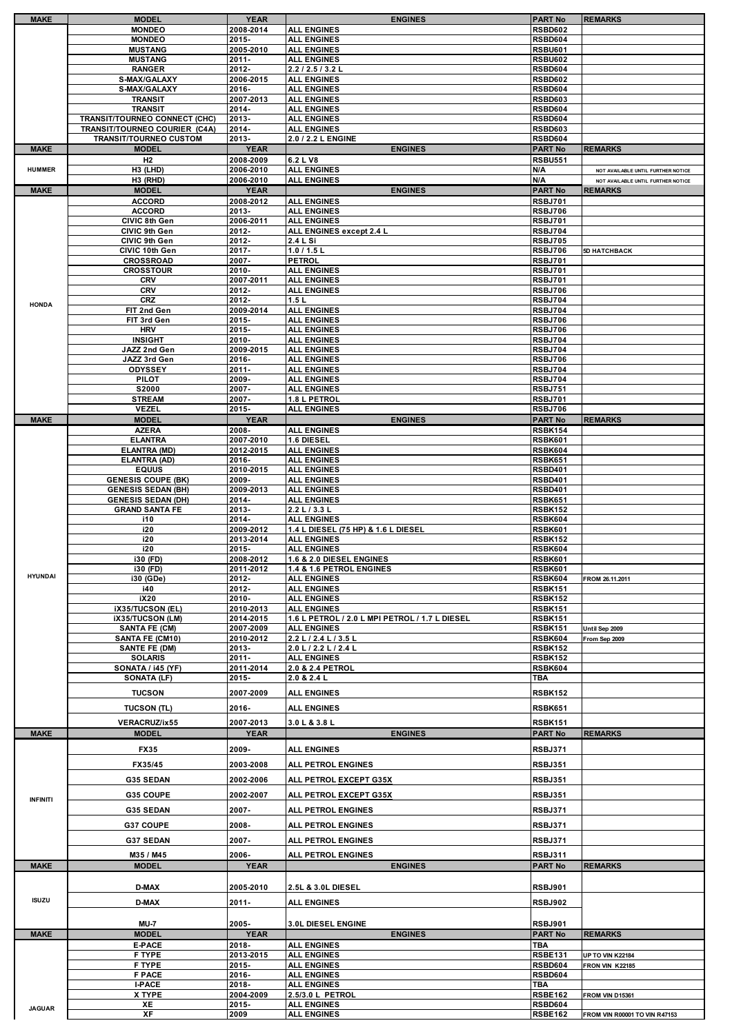| MAKE | MODEL | YEAR | ENGINES | PART No | REMARKS |
|---|---|---|---|---|---|
| | MONDEO | 2008-2014 | ALL ENGINES | RSBD602 | |
| | MONDEO | 2015- | ALL ENGINES | RSBD604 | |
| | MUSTANG | 2005-2010 | ALL ENGINES | RSBU601 | |
| | MUSTANG | 2011- | ALL ENGINES | RSBU602 | |
| | RANGER | 2012- | 2.2 / 2.5 / 3.2 L | RSBD604 | |
| | S-MAX/GALAXY | 2006-2015 | ALL ENGINES | RSBD602 | |
| | S-MAX/GALAXY | 2016- | ALL ENGINES | RSBD604 | |
| | TRANSIT | 2007-2013 | ALL ENGINES | RSBD603 | |
| | TRANSIT | 2014- | ALL ENGINES | RSBD604 | |
| | TRANSIT/TOURNEO CONNECT (CHC) | 2013- | ALL ENGINES | RSBD604 | |
| | TRANSIT/TOURNEO COURIER (C4A) | 2014- | ALL ENGINES | RSBD603 | |
| | TRANSIT/TOURNEO CUSTOM | 2013- | 2.0 / 2.2 L ENGINE | RSBD604 | |

| MAKE | MODEL | YEAR | ENGINES | PART No | REMARKS |
|---|---|---|---|---|---|
| HUMMER | H2 | 2008-2009 | 6.2 L V8 | RSBU551 | |
| | H3 (LHD) | 2006-2010 | ALL ENGINES | N/A | NOT AVAILABLE UNTIL FURTHER NOTICE |
| | H3 (RHD) | 2006-2010 | ALL ENGINES | N/A | NOT AVAILABLE UNTIL FURTHER NOTICE |

| MAKE | MODEL | YEAR | ENGINES | PART No | REMARKS |
|---|---|---|---|---|---|
| HONDA | ACCORD | 2008-2012 | ALL ENGINES | RSBJ701 | |
| | ACCORD | 2013- | ALL ENGINES | RSBJ706 | |
| | CIVIC 8th Gen | 2006-2011 | ALL ENGINES | RSBJ701 | |
| | CIVIC 9th Gen | 2012- | ALL ENGINES except 2.4 L | RSBJ704 | |
| | CIVIC 9th Gen | 2012- | 2.4 L Si | RSBJ705 | |
| | CIVIC 10th Gen | 2017- | 1.0 / 1.5 L | RSBJ706 | 5D HATCHBACK |
| | CROSSROAD | 2007- | PETROL | RSBJ701 | |
| | CROSSTOUR | 2010- | ALL ENGINES | RSBJ701 | |
| | CRV | 2007-2011 | ALL ENGINES | RSBJ701 | |
| | CRV | 2012- | ALL ENGINES | RSBJ706 | |
| | CRZ | 2012- | 1.5 L | RSBJ704 | |
| | FIT 2nd Gen | 2009-2014 | ALL ENGINES | RSBJ704 | |
| | FIT 3rd Gen | 2015- | ALL ENGINES | RSBJ706 | |
| | HRV | 2015- | ALL ENGINES | RSBJ706 | |
| | INSIGHT | 2010- | ALL ENGINES | RSBJ704 | |
| | JAZZ 2nd Gen | 2009-2015 | ALL ENGINES | RSBJ704 | |
| | JAZZ 3rd Gen | 2016- | ALL ENGINES | RSBJ706 | |
| | ODYSSEY | 2011- | ALL ENGINES | RSBJ704 | |
| | PILOT | 2009- | ALL ENGINES | RSBJ704 | |
| | S2000 | 2007- | ALL ENGINES | RSBJ751 | |
| | STREAM | 2007- | 1.8 L PETROL | RSBJ701 | |
| | VEZEL | 2015- | ALL ENGINES | RSBJ706 | |

| MAKE | MODEL | YEAR | ENGINES | PART No | REMARKS |
|---|---|---|---|---|---|
| HYUNDAI | AZERA | 2008- | ALL ENGINES | RSBK154 | |
| | ELANTRA | 2007-2010 | 1.6 DIESEL | RSBK601 | |
| | ELANTRA (MD) | 2012-2015 | ALL ENGINES | RSBK604 | |
| | ELANTRA (AD) | 2016- | ALL ENGINES | RSBK651 | |
| | EQUUS | 2010-2015 | ALL ENGINES | RSBD401 | |
| | GENESIS COUPE (BK) | 2009- | ALL ENGINES | RSBD401 | |
| | GENESIS SEDAN (BH) | 2009-2013 | ALL ENGINES | RSBD401 | |
| | GENESIS SEDAN (DH) | 2014- | ALL ENGINES | RSBK651 | |
| | GRAND SANTA FE | 2013- | 2.2 L / 3.3 L | RSBK152 | |
| | i10 | 2014- | ALL ENGINES | RSBK604 | |
| | i20 | 2009-2012 | 1.4 L DIESEL (75 HP) & 1.6 L DIESEL | RSBK601 | |
| | i20 | 2013-2014 | ALL ENGINES | RSBK152 | |
| | i20 | 2015- | ALL ENGINES | RSBK604 | |
| | i30 (FD) | 2008-2012 | 1.6 & 2.0 DIESEL ENGINES | RSBK601 | |
| | i30 (FD) | 2011-2012 | 1.4 & 1.6 PETROL ENGINES | RSBK601 | |
| | i30 (GDe) | 2012- | ALL ENGINES | RSBK604 | FROM 26.11.2011 |
| | i40 | 2012- | ALL ENGINES | RSBK151 | |
| | iX20 | 2010- | ALL ENGINES | RSBK152 | |
| | iX35/TUCSON (EL) | 2010-2013 | ALL ENGINES | RSBK151 | |
| | iX35/TUCSON (LM) | 2014-2015 | 1.6 L PETROL / 2.0 L MPI PETROL / 1.7 L DIESEL | RSBK151 | |
| | SANTA FE (CM) | 2007-2009 | ALL ENGINES | RSBK151 | Until Sep 2009 |
| | SANTA FE (CM10) | 2010-2012 | 2.2 L / 2.4 L / 3.5 L | RSBK604 | From Sep 2009 |
| | SANTE FE (DM) | 2013- | 2.0 L / 2.2 L / 2.4 L | RSBK152 | |
| | SOLARIS | 2011- | ALL ENGINES | RSBK152 | |
| | SONATA / i45 (YF) | 2011-2014 | 2.0 & 2.4 PETROL | RSBK604 | |
| | SONATA (LF) | 2015- | 2.0 & 2.4 L | TBA | |
| | TUCSON | 2007-2009 | ALL ENGINES | RSBK152 | |
| | TUCSON (TL) | 2016- | ALL ENGINES | RSBK651 | |
| | VERACRUZ/ix55 | 2007-2013 | 3.0 L & 3.8 L | RSBK151 | |

| MAKE | MODEL | YEAR | ENGINES | PART No | REMARKS |
|---|---|---|---|---|---|
| INFINITI | FX35 | 2009- | ALL ENGINES | RSBJ371 | |
| | FX35/45 | 2003-2008 | ALL PETROL ENGINES | RSBJ351 | |
| | G35 SEDAN | 2002-2006 | ALL PETROL EXCEPT G35X | RSBJ351 | |
| | G35 COUPE | 2002-2007 | ALL PETROL EXCEPT G35X | RSBJ351 | |
| | G35 SEDAN | 2007- | ALL PETROL ENGINES | RSBJ371 | |
| | G37 COUPE | 2008- | ALL PETROL ENGINES | RSBJ371 | |
| | G37 SEDAN | 2007- | ALL PETROL ENGINES | RSBJ371 | |
| | M35 / M45 | 2006- | ALL PETROL ENGINES | RSBJ311 | |

| MAKE | MODEL | YEAR | ENGINES | PART No | REMARKS |
|---|---|---|---|---|---|
| ISUZU | D-MAX | 2005-2010 | 2.5L & 3.0L DIESEL | RSBJ901 | |
| | D-MAX | 2011- | ALL ENGINES | RSBJ902 | |
| | MU-7 | 2005- | 3.0L DIESEL ENGINE | RSBJ901 | |

| MAKE | MODEL | YEAR | ENGINES | PART No | REMARKS |
|---|---|---|---|---|---|
| JAGUAR | E-PACE | 2018- | ALL ENGINES | TBA | |
| | F TYPE | 2013-2015 | ALL ENGINES | RSBE131 | UP TO VIN K22184 |
| | F TYPE | 2015- | ALL ENGINES | RSBD604 | FRON VIN K22185 |
| | F PACE | 2016- | ALL ENGINES | RSBD604 | |
| | I-PACE | 2018- | ALL ENGINES | TBA | |
| | X TYPE | 2004-2009 | 2.5/3.0 L PETROL | RSBE162 | FROM VIN D15361 |
| | XE | 2015- | ALL ENGINES | RSBD604 | |
| | XF | 2009 | ALL ENGINES | RSBE162 | FROM VIN R00001 TO VIN R47153 |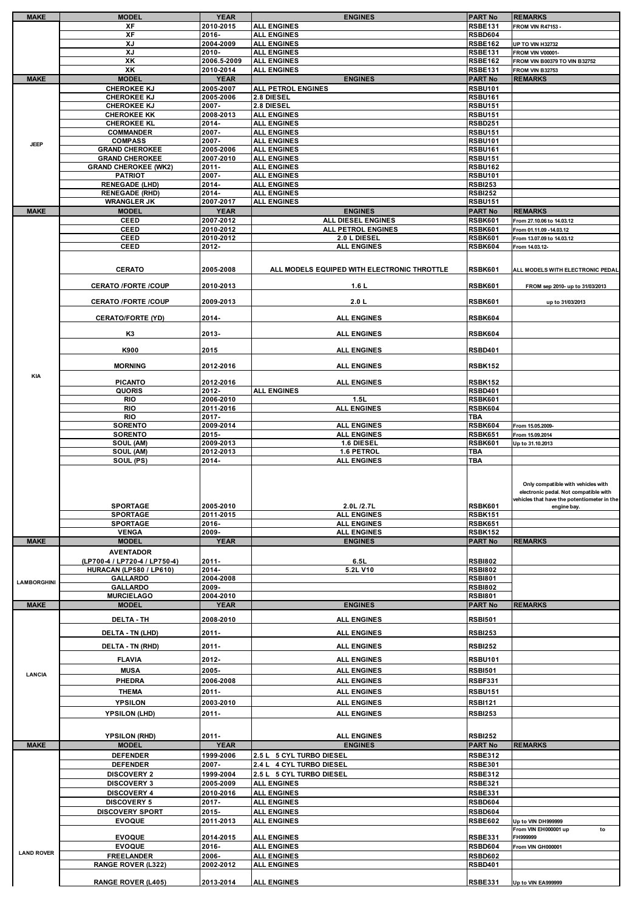| MAKE | MODEL | YEAR | ENGINES | PART No | REMARKS |
|---|---|---|---|---|---|
| | XF | 2010-2015 | ALL ENGINES | RSBE131 | FROM VIN R47153 - |
| | XF | 2016- | ALL ENGINES | RSBD604 | |
| | XJ | 2004-2009 | ALL ENGINES | RSBE162 | UP TO VIN H32732 |
| | XJ | 2010- | ALL ENGINES | RSBE131 | FROM VIN V00001- |
| | XK | 2006.5-2009 | ALL ENGINES | RSBE162 | FROM VIN B00379 TO VIN B32752 |
| | XK | 2010-2014 | ALL ENGINES | RSBE131 | FROM VIN B32753 |
| **MAKE** | **MODEL** | **YEAR** | **ENGINES** | **PART No** | **REMARKS** |
| JEEP | CHEROKEE KJ | 2005-2007 | ALL PETROL ENGINES | RSBU101 | |
| | CHEROKEE KJ | 2005-2006 | 2.8 DIESEL | RSBU161 | |
| | CHEROKEE KJ | 2007- | 2.8 DIESEL | RSBU151 | |
| | CHEROKEE KK | 2008-2013 | ALL ENGINES | RSBU151 | |
| | CHEROKEE KL | 2014- | ALL ENGINES | RSBD251 | |
| | COMMANDER | 2007- | ALL ENGINES | RSBU151 | |
| | COMPASS | 2007- | ALL ENGINES | RSBU101 | |
| | GRAND CHEROKEE | 2005-2006 | ALL ENGINES | RSBU161 | |
| | GRAND CHEROKEE | 2007-2010 | ALL ENGINES | RSBU151 | |
| | GRAND CHEROKEE (WK2) | 2011- | ALL ENGINES | RSBU162 | |
| | PATRIOT | 2007- | ALL ENGINES | RSBU101 | |
| | RENEGADE (LHD) | 2014- | ALL ENGINES | RSBI253 | |
| | RENEGADE (RHD) | 2014- | ALL ENGINES | RSBI252 | |
| | WRANGLER JK | 2007-2017 | ALL ENGINES | RSBU151 | |
| **MAKE** | **MODEL** | **YEAR** | **ENGINES** | **PART No** | **REMARKS** |
| KIA | CEED | 2007-2012 | ALL DIESEL ENGINES | RSBK601 | From 27.10.06 to 14.03.12 |
| | CEED | 2010-2012 | ALL PETROL ENGINES | RSBK601 | From 01.11.09 -14.03.12 |
| | CEED | 2010-2012 | 2.0 L DIESEL | RSBK601 | From 13.07.09 to 14.03.12 |
| | CEED | 2012- | ALL ENGINES | RSBK604 | From 14.03.12- |
| | CERATO | 2005-2008 | ALL MODELS EQUIPED WITH ELECTRONIC THROTTLE | RSBK601 | ALL MODELS WITH ELECTRONIC PEDAL |
| | CERATO /FORTE /COUP | 2010-2013 | 1.6 L | RSBK601 | FROM sep 2010- up to 31/03/2013 |
| | CERATO /FORTE /COUP | 2009-2013 | 2.0 L | RSBK601 | up to 31/03/2013 |
| | CERATO/FORTE (YD) | 2014- | ALL ENGINES | RSBK604 | |
| | K3 | 2013- | ALL ENGINES | RSBK604 | |
| | K900 | 2015 | ALL ENGINES | RSBD401 | |
| | MORNING | 2012-2016 | ALL ENGINES | RSBK152 | |
| | PICANTO | 2012-2016 | ALL ENGINES | RSBK152 | |
| | QUORIS | 2012- | ALL ENGINES | RSBD401 | |
| | RIO | 2006-2010 | 1.5L | RSBK601 | |
| | RIO | 2011-2016 | ALL ENGINES | RSBK604 | |
| | RIO | 2017- | | TBA | |
| | SORENTO | 2009-2014 | ALL ENGINES | RSBK604 | From 15.05.2009- |
| | SORENTO | 2015- | ALL ENGINES | RSBK651 | From 15.09.2014 |
| | SOUL (AM) | 2009-2013 | 1.6 DIESEL | RSBK601 | Up to 31.10.2013 |
| | SOUL (AM) | 2012-2013 | 1.6 PETROL | TBA | |
| | SOUL (PS) | 2014- | ALL ENGINES | TBA | |
| | SPORTAGE | 2005-2010 | 2.0L /2.7L | RSBK601 | Only compatible with vehicles with electronic pedal. Not compatible with vehicles that have the potentiometer in the engine bay. |
| | SPORTAGE | 2011-2015 | ALL ENGINES | RSBK151 | |
| | SPORTAGE | 2016- | ALL ENGINES | RSBK651 | |
| | VENGA | 2009- | ALL ENGINES | RSBK152 | |
| **MAKE** | **MODEL** | **YEAR** | **ENGINES** | **PART No** | **REMARKS** |
| LAMBORGHINI | AVENTADOR (LP700-4 / LP720-4 / LP750-4) | 2011- | 6.5L | RSBI802 | |
| | HURACAN (LP580 / LP610) | 2014- | 5.2L V10 | RSBI802 | |
| | GALLARDO | 2004-2008 | | RSBI801 | |
| | GALLARDO | 2009- | | RSBI802 | |
| | MURCIELAGO | 2004-2010 | | RSBI801 | |
| **MAKE** | **MODEL** | **YEAR** | **ENGINES** | **PART No** | **REMARKS** |
| LANCIA | DELTA - TH | 2008-2010 | ALL ENGINES | RSBI501 | |
| | DELTA - TN (LHD) | 2011- | ALL ENGINES | RSBI253 | |
| | DELTA - TN (RHD) | 2011- | ALL ENGINES | RSBI252 | |
| | FLAVIA | 2012- | ALL ENGINES | RSBU101 | |
| | MUSA | 2005- | ALL ENGINES | RSBI501 | |
| | PHEDRA | 2006-2008 | ALL ENGINES | RSBF331 | |
| | THEMA | 2011- | ALL ENGINES | RSBU151 | |
| | YPSILON | 2003-2010 | ALL ENGINES | RSBI121 | |
| | YPSILON (LHD) | 2011- | ALL ENGINES | RSBI253 | |
| | YPSILON (RHD) | 2011- | ALL ENGINES | RSBI252 | |
| **MAKE** | **MODEL** | **YEAR** | **ENGINES** | **PART No** | **REMARKS** |
| LAND ROVER | DEFENDER | 1999-2006 | 2.5 L 5 CYL TURBO DIESEL | RSBE312 | |
| | DEFENDER | 2007- | 2.4 L 4 CYL TURBO DIESEL | RSBE301 | |
| | DISCOVERY 2 | 1999-2004 | 2.5 L 5 CYL TURBO DIESEL | RSBE312 | |
| | DISCOVERY 3 | 2005-2009 | ALL ENGINES | RSBE321 | |
| | DISCOVERY 4 | 2010-2016 | ALL ENGINES | RSBE331 | |
| | DISCOVERY 5 | 2017- | ALL ENGINES | RSBD604 | |
| | DISCOVERY SPORT | 2015- | ALL ENGINES | RSBD604 | |
| | EVOQUE | 2011-2013 | ALL ENGINES | RSBE602 | Up to VIN DH999999 |
| | EVOQUE | 2014-2015 | ALL ENGINES | RSBE331 | From VIN EH000001 up to FH999999 |
| | EVOQUE | 2016- | ALL ENGINES | RSBD604 | From VIN GH000001 |
| | FREELANDER | 2006- | ALL ENGINES | RSBD602 | |
| | RANGE ROVER (L322) | 2002-2012 | ALL ENGINES | RSBD401 | |
| | RANGE ROVER (L405) | 2013-2014 | ALL ENGINES | RSBE331 | Up to VIN EA999999 |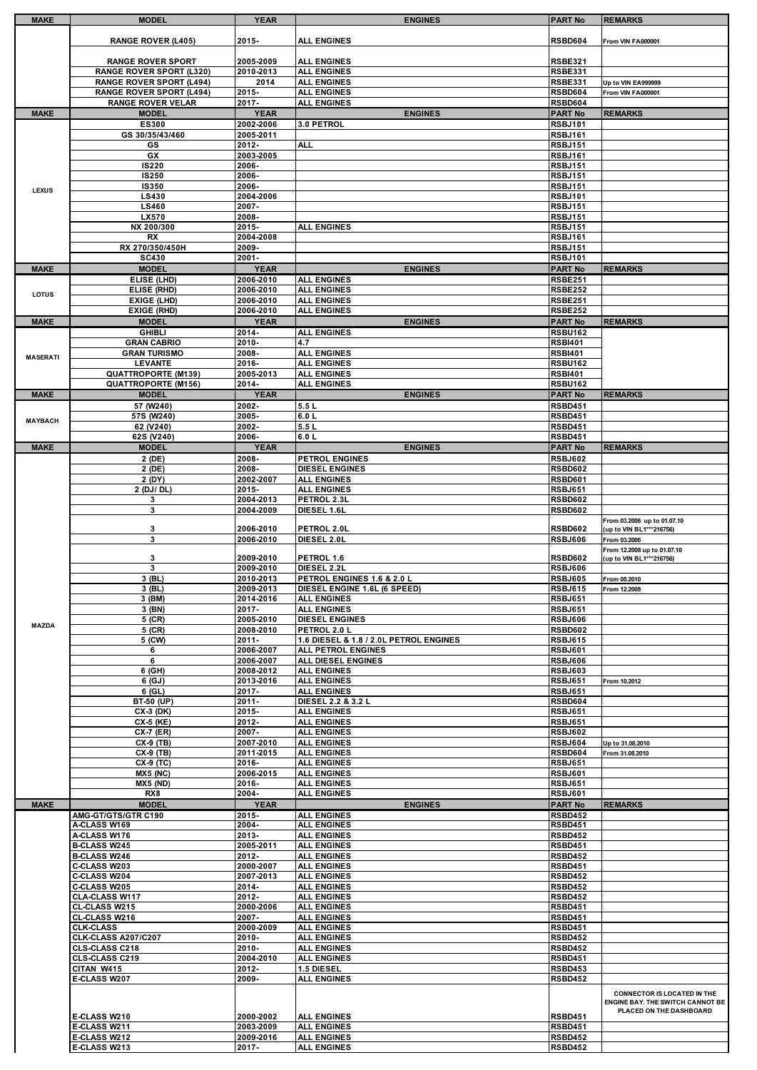| MAKE | MODEL | YEAR | ENGINES | PART No | REMARKS |
|---|---|---|---|---|---|
| | RANGE ROVER (L405) | 2015- | ALL ENGINES | RSBD604 | From VIN FA000001 |
| | RANGE ROVER SPORT | 2005-2009 | ALL ENGINES | RSBE321 | |
| | RANGE ROVER SPORT (L320) | 2010-2013 | ALL ENGINES | RSBE331 | |
| | RANGE ROVER SPORT (L494) | 2014 | ALL ENGINES | RSBE331 | Up to VIN EA999999 |
| | RANGE ROVER SPORT (L494) | 2015- | ALL ENGINES | RSBD604 | From VIN FA000001 |
| | RANGE ROVER VELAR | 2017- | ALL ENGINES | RSBD604 | |
| **MAKE** | **MODEL** | **YEAR** | **ENGINES** | **PART No** | **REMARKS** |
| LEXUS | ES300 | 2002-2006 | 3.0 PETROL | RSBJ101 | |
| | GS 30/35/43/460 | 2005-2011 | | RSBJ161 | |
| | GS | 2012- | ALL | RSBJ151 | |
| | GX | 2003-2005 | | RSBJ161 | |
| | IS220 | 2006- | | RSBJ151 | |
| | IS250 | 2006- | | RSBJ151 | |
| | IS350 | 2006- | | RSBJ151 | |
| | LS430 | 2004-2006 | | RSBJ101 | |
| | LS460 | 2007- | | RSBJ151 | |
| | LX570 | 2008- | | RSBJ151 | |
| | NX 200/300 | 2015- | ALL ENGINES | RSBJ151 | |
| | RX | 2004-2008 | | RSBJ161 | |
| | RX 270/350/450H | 2009- | | RSBJ151 | |
| | SC430 | 2001- | | RSBJ101 | |
| **MAKE** | **MODEL** | **YEAR** | **ENGINES** | **PART No** | **REMARKS** |
| LOTUS | ELISE (LHD) | 2006-2010 | ALL ENGINES | RSBE251 | |
| | ELISE (RHD) | 2006-2010 | ALL ENGINES | RSBE252 | |
| | EXIGE (LHD) | 2006-2010 | ALL ENGINES | RSBE251 | |
| | EXIGE (RHD) | 2006-2010 | ALL ENGINES | RSBE252 | |
| **MAKE** | **MODEL** | **YEAR** | **ENGINES** | **PART No** | **REMARKS** |
| MASERATI | GHIBLI | 2014- | ALL ENGINES | RSBU162 | |
| | GRAN CABRIO | 2010- | 4.7 | RSBI401 | |
| | GRAN TURISMO | 2008- | ALL ENGINES | RSBI401 | |
| | LEVANTE | 2016- | ALL ENGINES | RSBU162 | |
| | QUATTROPORTE (M139) | 2005-2013 | ALL ENGINES | RSBI401 | |
| | QUATTROPORTE (M156) | 2014- | ALL ENGINES | RSBU162 | |
| **MAKE** | **MODEL** | **YEAR** | **ENGINES** | **PART No** | **REMARKS** |
| MAYBACH | 57 (W240) | 2002- | 5.5 L | RSBD451 | |
| | 57S (W240) | 2005- | 6.0 L | RSBD451 | |
| | 62 (V240) | 2002- | 5.5 L | RSBD451 | |
| | 62S (V240) | 2006- | 6.0 L | RSBD451 | |
| **MAKE** | **MODEL** | **YEAR** | **ENGINES** | **PART No** | **REMARKS** |
| MAZDA | 2 (DE) | 2008- | PETROL ENGINES | RSBJ602 | |
| | 2 (DE) | 2008- | DIESEL ENGINES | RSBD602 | |
| | 2 (DY) | 2002-2007 | ALL ENGINES | RSBD601 | |
| | 2 (DJ/ DL) | 2015- | ALL ENGINES | RSBJ651 | |
| | 3 | 2004-2013 | PETROL 2.3L | RSBD602 | |
| | 3 | 2004-2009 | DIESEL 1.6L | RSBD602 | |
| | 3 | 2006-2010 | PETROL 2.0L | RSBD602 | From 03.2006 up to 01.07.10 (up to VIN BL1***216756) |
| | 3 | 2006-2010 | DIESEL 2.0L | RSBJ606 | From 03.2006 |
| | 3 | 2009-2010 | PETROL 1.6 | RSBD602 | From 12.2008 up to 01.07.10 (up to VIN BL1***216756) |
| | 3 | 2009-2010 | DIESEL 2.2L | RSBJ606 | |
| | 3 (BL) | 2010-2013 | PETROL ENGINES 1.6 & 2.0 L | RSBJ605 | From 08.2010 |
| | 3 (BL) | 2009-2013 | DIESEL ENGINE 1.6L (6 SPEED) | RSBJ615 | From 12.2008 |
| | 3 (BM) | 2014-2016 | ALL ENGINES | RSBJ651 | |
| | 3 (BN) | 2017- | ALL ENGINES | RSBJ651 | |
| | 5 (CR) | 2005-2010 | DIESEL ENGINES | RSBJ606 | |
| | 5 (CR) | 2008-2010 | PETROL 2.0 L | RSBD602 | |
| | 5 (CW) | 2011- | 1.6 DIESEL & 1.8 / 2.0L PETROL ENGINES | RSBJ615 | |
| | 6 | 2006-2007 | ALL PETROL ENGINES | RSBJ601 | |
| | 6 | 2006-2007 | ALL DIESEL ENGINES | RSBJ606 | |
| | 6 (GH) | 2008-2012 | ALL ENGINES | RSBJ603 | |
| | 6 (GJ) | 2013-2016 | ALL ENGINES | RSBJ651 | From 10.2012 |
| | 6 (GL) | 2017- | ALL ENGINES | RSBJ651 | |
| | BT-50 (UP) | 2011- | DIESEL 2.2 & 3.2 L | RSBD604 | |
| | CX-3 (DK) | 2015- | ALL ENGINES | RSBJ651 | |
| | CX-5 (KE) | 2012- | ALL ENGINES | RSBJ651 | |
| | CX-7 (ER) | 2007- | ALL ENGINES | RSBJ602 | |
| | CX-9 (TB) | 2007-2010 | ALL ENGINES | RSBJ604 | Up to 31.08.2010 |
| | CX-9 (TB) | 2011-2015 | ALL ENGINES | RSBD604 | From 31.08.2010 |
| | CX-9 (TC) | 2016- | ALL ENGINES | RSBJ651 | |
| | MX5 (NC) | 2006-2015 | ALL ENGINES | RSBJ601 | |
| | MX5 (ND) | 2016- | ALL ENGINES | RSBJ651 | |
| | RX8 | 2004- | ALL ENGINES | RSBJ601 | |
| **MAKE** | **MODEL** | **YEAR** | **ENGINES** | **PART No** | **REMARKS** |
| | AMG-GT/GTS/GTR C190 | 2015- | ALL ENGINES | RSBD452 | |
| | A-CLASS W169 | 2004- | ALL ENGINES | RSBD451 | |
| | A-CLASS W176 | 2013- | ALL ENGINES | RSBD452 | |
| | B-CLASS W245 | 2005-2011 | ALL ENGINES | RSBD451 | |
| | B-CLASS W246 | 2012- | ALL ENGINES | RSBD452 | |
| | C-CLASS W203 | 2000-2007 | ALL ENGINES | RSBD451 | |
| | C-CLASS W204 | 2007-2013 | ALL ENGINES | RSBD452 | |
| | C-CLASS W205 | 2014- | ALL ENGINES | RSBD452 | |
| | CLA-CLASS W117 | 2012- | ALL ENGINES | RSBD452 | |
| | CL-CLASS W215 | 2000-2006 | ALL ENGINES | RSBD451 | |
| | CL-CLASS W216 | 2007- | ALL ENGINES | RSBD451 | |
| | CLK-CLASS | 2000-2009 | ALL ENGINES | RSBD451 | |
| | CLK-CLASS A207/C207 | 2010- | ALL ENGINES | RSBD452 | |
| | CLS-CLASS C218 | 2010- | ALL ENGINES | RSBD452 | |
| | CLS-CLASS C219 | 2004-2010 | ALL ENGINES | RSBD451 | |
| | CITAN W415 | 2012- | 1.5 DIESEL | RSBD453 | |
| | E-CLASS W207 | 2009- | ALL ENGINES | RSBD452 | |
| | E-CLASS W210 | 2000-2002 | ALL ENGINES | RSBD451 | CONNECTOR IS LOCATED IN THE ENGINE BAY. THE SWITCH CANNOT BE PLACED ON THE DASHBOARD |
| | E-CLASS W211 | 2003-2009 | ALL ENGINES | RSBD451 | |
| | E-CLASS W212 | 2009-2016 | ALL ENGINES | RSBD452 | |
| | E-CLASS W213 | 2017- | ALL ENGINES | RSBD452 | |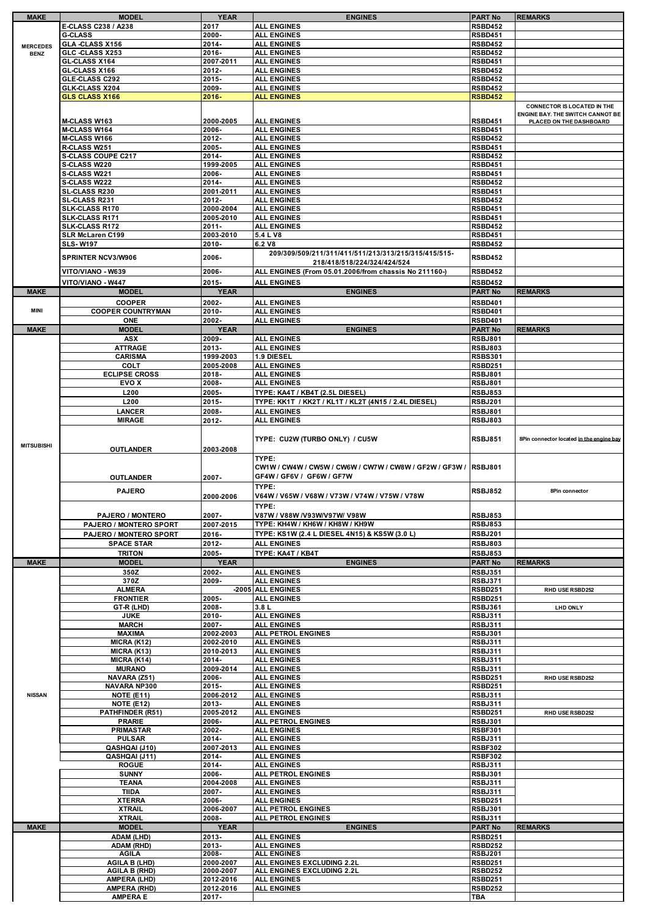| MAKE | MODEL | YEAR | ENGINES | PART No | REMARKS |
|---|---|---|---|---|---|
| MERCEDES BENZ | E-CLASS C238 / A238 | 2017 | ALL ENGINES | RSBD452 | |
| | G-CLASS | 2000- | ALL ENGINES | RSBD451 | |
| | GLA -CLASS X156 | 2014- | ALL ENGINES | RSBD452 | |
| | GLC -CLASS X253 | 2016- | ALL ENGINES | RSBD452 | |
| | GL-CLASS X164 | 2007-2011 | ALL ENGINES | RSBD451 | |
| | GL-CLASS X166 | 2012- | ALL ENGINES | RSBD452 | |
| | GLE-CLASS C292 | 2015- | ALL ENGINES | RSBD452 | |
| | GLK-CLASS X204 | 2009- | ALL ENGINES | RSBD452 | |
| | GLS CLASS X166 | 2016- | ALL ENGINES | RSBD452 | |
| | M-CLASS W163 | 2000-2005 | ALL ENGINES | RSBD451 | CONNECTOR IS LOCATED IN THE ENGINE BAY. THE SWITCH CANNOT BE PLACED ON THE DASHBOARD |
| | M-CLASS W164 | 2006- | ALL ENGINES | RSBD451 | |
| | M-CLASS W166 | 2012- | ALL ENGINES | RSBD452 | |
| | R-CLASS W251 | 2005- | ALL ENGINES | RSBD451 | |
| | S-CLASS COUPE C217 | 2014- | ALL ENGINES | RSBD452 | |
| | S-CLASS W220 | 1999-2005 | ALL ENGINES | RSBD451 | |
| | S-CLASS W221 | 2006- | ALL ENGINES | RSBD451 | |
| | S-CLASS W222 | 2014- | ALL ENGINES | RSBD452 | |
| | SL-CLASS R230 | 2001-2011 | ALL ENGINES | RSBD451 | |
| | SL-CLASS R231 | 2012- | ALL ENGINES | RSBD452 | |
| | SLK-CLASS R170 | 2000-2004 | ALL ENGINES | RSBD451 | |
| | SLK-CLASS R171 | 2005-2010 | ALL ENGINES | RSBD451 | |
| | SLK-CLASS R172 | 2011- | ALL ENGINES | RSBD452 | |
| | SLR McLaren C199 | 2003-2010 | 5.4 L V8 | RSBD451 | |
| | SLS- W197 | 2010- | 6.2 V8 | RSBD452 | |
| | SPRINTER NCV3/W906 | 2006- | 209/309/509/211/311/411/511/213/313/215/315/415/515-218/418/518/224/324/424/524 | RSBD452 | |
| | VITO/VIANO - W639 | 2006- | ALL ENGINES (From 05.01.2006/from chassis No 211160-) | RSBD452 | |
| | VITO/VIANO - W447 | 2015- | ALL ENGINES | RSBD452 | |
| **MAKE** | **MODEL** | **YEAR** | **ENGINES** | **PART No** | **REMARKS** |
| MINI | COOPER | 2002- | ALL ENGINES | RSBD401 | |
| | COOPER COUNTRYMAN | 2010- | ALL ENGINES | RSBD401 | |
| | ONE | 2002- | ALL ENGINES | RSBD401 | |
| **MAKE** | **MODEL** | **YEAR** | **ENGINES** | **PART No** | **REMARKS** |
| MITSUBISHI | ASX | 2009- | ALL ENGINES | RSBJ801 | |
| | ATTRAGE | 2013- | ALL ENGINES | RSBJ803 | |
| | CARISMA | 1999-2003 | 1.9 DIESEL | RSBS301 | |
| | COLT | 2005-2008 | ALL ENGINES | RSBD251 | |
| | ECLIPSE CROSS | 2018- | ALL ENGINES | RSBJ801 | |
| | EVO X | 2008- | ALL ENGINES | RSBJ801 | |
| | L200 | 2005- | TYPE: KA4T / KB4T (2.5L DIESEL) | RSBJ853 | |
| | L200 | 2015- | TYPE: KK1T / KK2T / KL1T / KL2T (4N15 / 2.4L DIESEL) | RSBJ201 | |
| | LANCER | 2008- | ALL ENGINES | RSBJ801 | |
| | MIRAGE | 2012- | ALL ENGINES | RSBJ803 | |
| | OUTLANDER | 2003-2008 | TYPE: CU2W (TURBO ONLY) / CU5W | RSBJ851 | 8Pin connector located in the engine bay |
| | OUTLANDER | 2007- | TYPE: CW1W / CW4W / CW5W / CW6W / CW7W / CW8W / GF2W / GF3W / GF4W / GF6V / GF6W / GF7W | RSBJ801 | |
| | PAJERO | 2000-2006 | TYPE: V64W / V65W / V68W / V73W / V74W / V75W / V78W | RSBJ852 | 8Pin connector |
| | PAJERO / MONTERO | 2007- | TYPE: V87W / V88W /V93W/V97W/ V98W | RSBJ853 | |
| | PAJERO / MONTERO SPORT | 2007-2015 | TYPE: KH4W / KH6W / KH8W / KH9W | RSBJ853 | |
| | PAJERO / MONTERO SPORT | 2016- | TYPE: KS1W (2.4 L DIESEL 4N15) & KS5W (3.0 L) | RSBJ201 | |
| | SPACE STAR | 2012- | ALL ENGINES | RSBJ803 | |
| | TRITON | 2005- | TYPE: KA4T / KB4T | RSBJ853 | |
| **MAKE** | **MODEL** | **YEAR** | **ENGINES** | **PART No** | **REMARKS** |
| NISSAN | 350Z | 2002- | ALL ENGINES | RSBJ351 | |
| | 370Z | 2009- | ALL ENGINES | RSBJ371 | |
| | ALMERA | -2005 | ALL ENGINES | RSBD251 | RHD USE RSBD252 |
| | FRONTIER | 2005- | ALL ENGINES | RSBD251 | |
| | GT-R (LHD) | 2008- | 3.8 L | RSBJ361 | LHD ONLY |
| | JUKE | 2010- | ALL ENGINES | RSBJ311 | |
| | MARCH | 2007- | ALL ENGINES | RSBJ311 | |
| | MAXIMA | 2002-2003 | ALL PETROL ENGINES | RSBJ301 | |
| | MICRA (K12) | 2002-2010 | ALL ENGINES | RSBJ311 | |
| | MICRA (K13) | 2010-2013 | ALL ENGINES | RSBJ311 | |
| | MICRA (K14) | 2014- | ALL ENGINES | RSBJ311 | |
| | MURANO | 2009-2014 | ALL ENGINES | RSBJ311 | |
| | NAVARA (Z51) | 2006- | ALL ENGINES | RSBD251 | RHD USE RSBD252 |
| | NAVARA NP300 | 2015- | ALL ENGINES | RSBD251 | |
| | NOTE (E11) | 2006-2012 | ALL ENGINES | RSBJ311 | |
| | NOTE (E12) | 2013- | ALL ENGINES | RSBJ311 | |
| | PATHFINDER (R51) | 2005-2012 | ALL ENGINES | RSBD251 | RHD USE RSBD252 |
| | PRARIE | 2006- | ALL PETROL ENGINES | RSBJ301 | |
| | PRIMASTAR | 2002- | ALL ENGINES | RSBF301 | |
| | PULSAR | 2014- | ALL ENGINES | RSBJ311 | |
| | QASHQAI (J10) | 2007-2013 | ALL ENGINES | RSBF302 | |
| | QASHQAI (J11) | 2014- | ALL ENGINES | RSBF302 | |
| | ROGUE | 2014- | ALL ENGINES | RSBJ311 | |
| | SUNNY | 2006- | ALL PETROL ENGINES | RSBJ301 | |
| | TEANA | 2004-2008 | ALL ENGINES | RSBJ311 | |
| | TIIDA | 2007- | ALL ENGINES | RSBJ311 | |
| | XTERRA | 2006- | ALL ENGINES | RSBD251 | |
| | XTRAIL | 2006-2007 | ALL PETROL ENGINES | RSBJ301 | |
| | XTRAIL | 2008- | ALL PETROL ENGINES | RSBJ311 | |
| **MAKE** | **MODEL** | **YEAR** | **ENGINES** | **PART No** | **REMARKS** |
| | ADAM (LHD) | 2013- | ALL ENGINES | RSBD251 | |
| | ADAM (RHD) | 2013- | ALL ENGINES | RSBD252 | |
| | AGILA | 2008- | ALL ENGINES | RSBJ201 | |
| | AGILA B (LHD) | 2000-2007 | ALL ENGINES EXCLUDING 2.2L | RSBD251 | |
| | AGILA B (RHD) | 2000-2007 | ALL ENGINES EXCLUDING 2.2L | RSBD252 | |
| | AMPERA (LHD) | 2012-2016 | ALL ENGINES | RSBD251 | |
| | AMPERA (RHD) | 2012-2016 | ALL ENGINES | RSBD252 | |
| | AMPERA E | 2017- | | TBA | |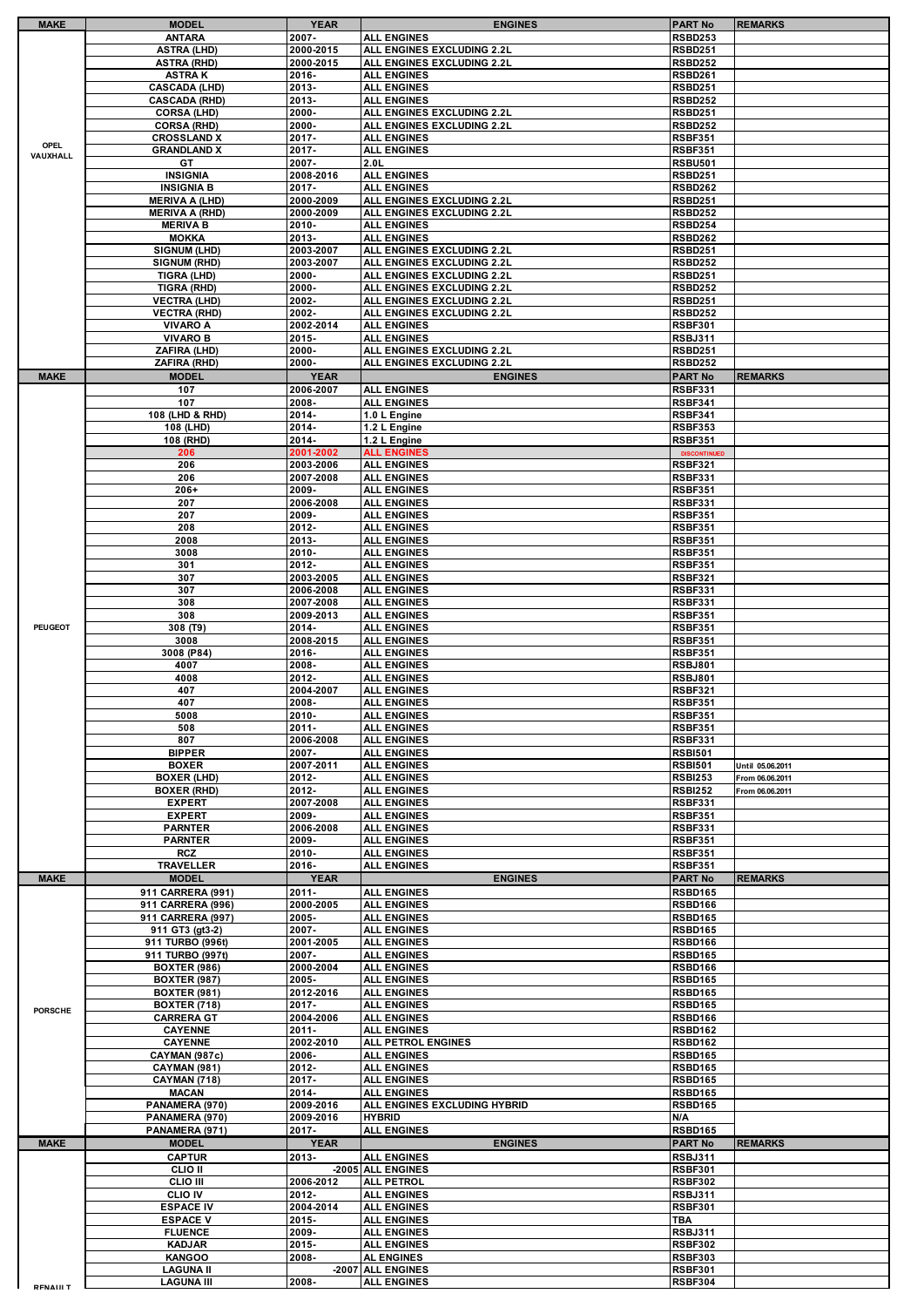| MAKE | MODEL | YEAR | ENGINES | PART No | REMARKS |
|---|---|---|---|---|---|
| OPEL VAUXHALL | ANTARA | 2007- | ALL ENGINES | RSBD253 | |
| | ASTRA (LHD) | 2000-2015 | ALL ENGINES EXCLUDING 2.2L | RSBD251 | |
| | ASTRA (RHD) | 2000-2015 | ALL ENGINES EXCLUDING 2.2L | RSBD252 | |
| | ASTRA K | 2016- | ALL ENGINES | RSBD261 | |
| | CASCADA (LHD) | 2013- | ALL ENGINES | RSBD251 | |
| | CASCADA (RHD) | 2013- | ALL ENGINES | RSBD252 | |
| | CORSA (LHD) | 2000- | ALL ENGINES EXCLUDING 2.2L | RSBD251 | |
| | CORSA (RHD) | 2000- | ALL ENGINES EXCLUDING 2.2L | RSBD252 | |
| | CROSSLAND X | 2017- | ALL ENGINES | RSBF351 | |
| | GRANDLAND X | 2017- | ALL ENGINES | RSBF351 | |
| | GT | 2007- | 2.0L | RSBU501 | |
| | INSIGNIA | 2008-2016 | ALL ENGINES | RSBD251 | |
| | INSIGNIA B | 2017- | ALL ENGINES | RSBD262 | |
| | MERIVA A (LHD) | 2000-2009 | ALL ENGINES EXCLUDING 2.2L | RSBD251 | |
| | MERIVA A (RHD) | 2000-2009 | ALL ENGINES EXCLUDING 2.2L | RSBD252 | |
| | MERIVA B | 2010- | ALL ENGINES | RSBD254 | |
| | MOKKA | 2013- | ALL ENGINES | RSBD262 | |
| | SIGNUM (LHD) | 2003-2007 | ALL ENGINES EXCLUDING 2.2L | RSBD251 | |
| | SIGNUM (RHD) | 2003-2007 | ALL ENGINES EXCLUDING 2.2L | RSBD252 | |
| | TIGRA (LHD) | 2000- | ALL ENGINES EXCLUDING 2.2L | RSBD251 | |
| | TIGRA (RHD) | 2000- | ALL ENGINES EXCLUDING 2.2L | RSBD252 | |
| | VECTRA (LHD) | 2002- | ALL ENGINES EXCLUDING 2.2L | RSBD251 | |
| | VECTRA (RHD) | 2002- | ALL ENGINES EXCLUDING 2.2L | RSBD252 | |
| | VIVARO A | 2002-2014 | ALL ENGINES | RSBF301 | |
| | VIVARO B | 2015- | ALL ENGINES | RSBJ311 | |
| | ZAFIRA (LHD) | 2000- | ALL ENGINES EXCLUDING 2.2L | RSBD251 | |
| | ZAFIRA (RHD) | 2000- | ALL ENGINES EXCLUDING 2.2L | RSBD252 | |

| MAKE | MODEL | YEAR | ENGINES | PART No | REMARKS |
|---|---|---|---|---|---|
| PEUGEOT | 107 | 2006-2007 | ALL ENGINES | RSBF331 | |
| | 107 | 2008- | ALL ENGINES | RSBF341 | |
| | 108 (LHD & RHD) | 2014- | 1.0 L Engine | RSBF341 | |
| | 108 (LHD) | 2014- | 1.2 L Engine | RSBF353 | |
| | 108 (RHD) | 2014- | 1.2 L Engine | RSBF351 | |
| | 206 | 2001-2002 | ALL ENGINES | DISCONTINUED | |
| | 206 | 2003-2006 | ALL ENGINES | RSBF321 | |
| | 206 | 2007-2008 | ALL ENGINES | RSBF331 | |
| | 206+ | 2009- | ALL ENGINES | RSBF351 | |
| | 207 | 2006-2008 | ALL ENGINES | RSBF331 | |
| | 207 | 2009- | ALL ENGINES | RSBF351 | |
| | 208 | 2012- | ALL ENGINES | RSBF351 | |
| | 2008 | 2013- | ALL ENGINES | RSBF351 | |
| | 3008 | 2010- | ALL ENGINES | RSBF351 | |
| | 301 | 2012- | ALL ENGINES | RSBF351 | |
| | 307 | 2003-2005 | ALL ENGINES | RSBF321 | |
| | 307 | 2006-2008 | ALL ENGINES | RSBF331 | |
| | 308 | 2007-2008 | ALL ENGINES | RSBF331 | |
| | 308 | 2009-2013 | ALL ENGINES | RSBF351 | |
| | 308 (T9) | 2014- | ALL ENGINES | RSBF351 | |
| | 3008 | 2008-2015 | ALL ENGINES | RSBF351 | |
| | 3008 (P84) | 2016- | ALL ENGINES | RSBF351 | |
| | 4007 | 2008- | ALL ENGINES | RSBJ801 | |
| | 4008 | 2012- | ALL ENGINES | RSBJ801 | |
| | 407 | 2004-2007 | ALL ENGINES | RSBF321 | |
| | 407 | 2008- | ALL ENGINES | RSBF351 | |
| | 5008 | 2010- | ALL ENGINES | RSBF351 | |
| | 508 | 2011- | ALL ENGINES | RSBF351 | |
| | 807 | 2006-2008 | ALL ENGINES | RSBF331 | |
| | BIPPER | 2007- | ALL ENGINES | RSBI501 | |
| | BOXER | 2007-2011 | ALL ENGINES | RSBI501 | Until 05.06.2011 |
| | BOXER (LHD) | 2012- | ALL ENGINES | RSBI253 | From 06.06.2011 |
| | BOXER (RHD) | 2012- | ALL ENGINES | RSBI252 | From 06.06.2011 |
| | EXPERT | 2007-2008 | ALL ENGINES | RSBF331 | |
| | EXPERT | 2009- | ALL ENGINES | RSBF351 | |
| | PARNTER | 2006-2008 | ALL ENGINES | RSBF331 | |
| | PARNTER | 2009- | ALL ENGINES | RSBF351 | |
| | RCZ | 2010- | ALL ENGINES | RSBF351 | |
| | TRAVELLER | 2016- | ALL ENGINES | RSBF351 | |

| MAKE | MODEL | YEAR | ENGINES | PART No | REMARKS |
|---|---|---|---|---|---|
| PORSCHE | 911 CARRERA (991) | 2011- | ALL ENGINES | RSBD165 | |
| | 911 CARRERA (996) | 2000-2005 | ALL ENGINES | RSBD166 | |
| | 911 CARRERA (997) | 2005- | ALL ENGINES | RSBD165 | |
| | 911 GT3 (gt3-2) | 2007- | ALL ENGINES | RSBD165 | |
| | 911 TURBO (996t) | 2001-2005 | ALL ENGINES | RSBD166 | |
| | 911 TURBO (997t) | 2007- | ALL ENGINES | RSBD165 | |
| | BOXTER (986) | 2000-2004 | ALL ENGINES | RSBD166 | |
| | BOXTER (987) | 2005- | ALL ENGINES | RSBD165 | |
| | BOXTER (981) | 2012-2016 | ALL ENGINES | RSBD165 | |
| | BOXTER (718) | 2017- | ALL ENGINES | RSBD165 | |
| | CARRERA GT | 2004-2006 | ALL ENGINES | RSBD166 | |
| | CAYENNE | 2011- | ALL ENGINES | RSBD162 | |
| | CAYENNE | 2002-2010 | ALL PETROL ENGINES | RSBD162 | |
| | CAYMAN (987c) | 2006- | ALL ENGINES | RSBD165 | |
| | CAYMAN (981) | 2012- | ALL ENGINES | RSBD165 | |
| | CAYMAN (718) | 2017- | ALL ENGINES | RSBD165 | |
| | MACAN | 2014- | ALL ENGINES | RSBD165 | |
| | PANAMERA (970) | 2009-2016 | ALL ENGINES EXCLUDING HYBRID | RSBD165 | |
| | PANAMERA (970) | 2009-2016 | HYBRID | N/A | |
| | PANAMERA (971) | 2017- | ALL ENGINES | RSBD165 | |

| MAKE | MODEL | YEAR | ENGINES | PART No | REMARKS |
|---|---|---|---|---|---|
| RENAULT | CAPTUR | 2013- | ALL ENGINES | RSBJ311 | |
| | CLIO II | -2005 | ALL ENGINES | RSBF301 | |
| | CLIO III | 2006-2012 | ALL PETROL | RSBF302 | |
| | CLIO IV | 2012- | ALL ENGINES | RSBJ311 | |
| | ESPACE IV | 2004-2014 | ALL ENGINES | RSBF301 | |
| | ESPACE V | 2015- | ALL ENGINES | TBA | |
| | FLUENCE | 2009- | ALL ENGINES | RSBJ311 | |
| | KADJAR | 2015- | ALL ENGINES | RSBF302 | |
| | KANGOO | 2008- | AL ENGINES | RSBF303 | |
| | LAGUNA II | -2007 | ALL ENGINES | RSBF301 | |
| | LAGUNA III | 2008- | ALL ENGINES | RSBF304 | |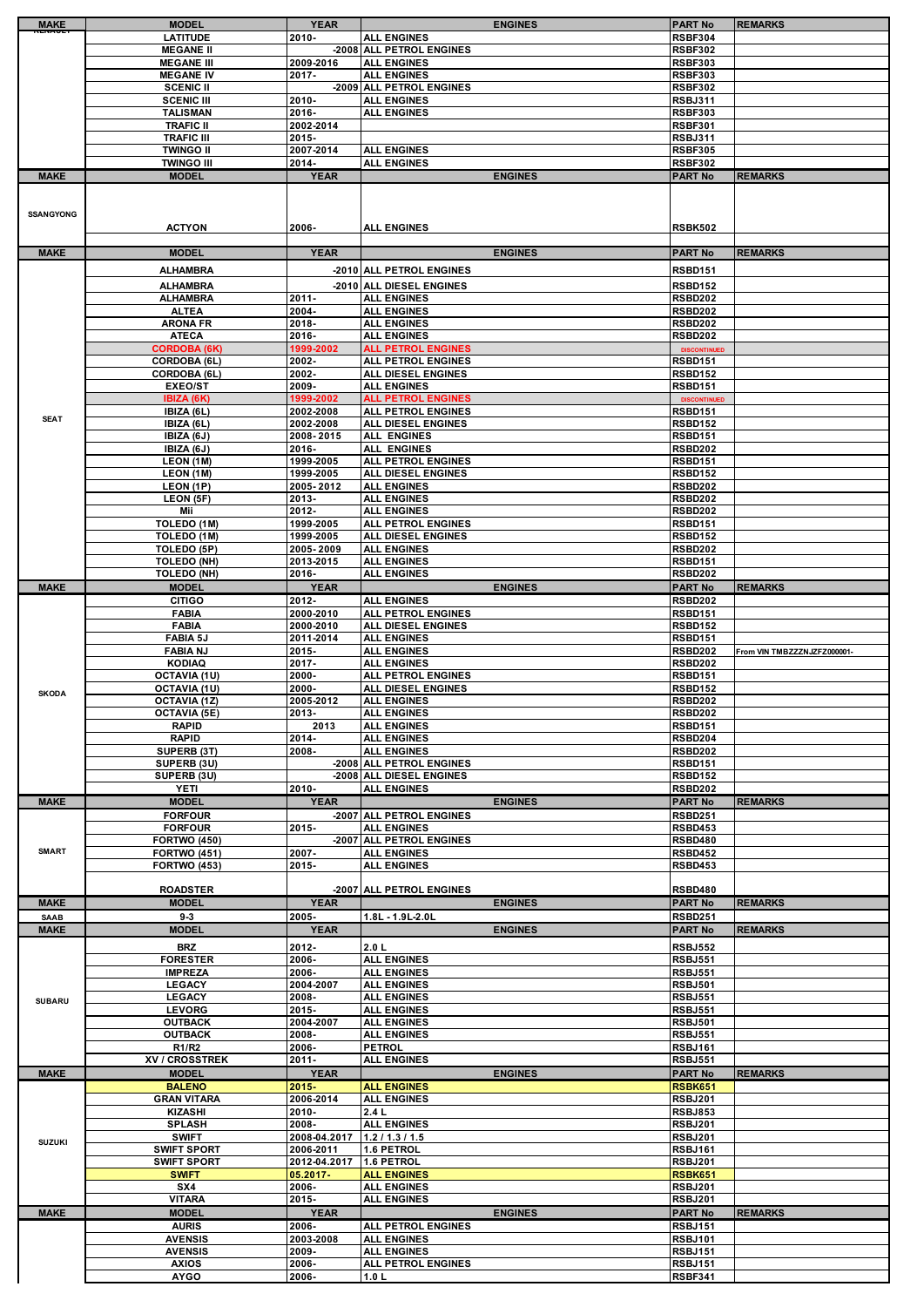| MAKE | MODEL | YEAR | ENGINES | PART No | REMARKS |
|---|---|---|---|---|---|
| | LATITUDE | 2010- | ALL ENGINES | RSBF304 | |
| | MEGANE II | -2008 | ALL PETROL ENGINES | RSBF302 | |
| | MEGANE III | 2009-2016 | ALL ENGINES | RSBF303 | |
| | MEGANE IV | 2017- | ALL ENGINES | RSBF303 | |
| | SCENIC II | -2009 | ALL PETROL ENGINES | RSBF302 | |
| | SCENIC III | 2010- | ALL ENGINES | RSBJ311 | |
| | TALISMAN | 2016- | ALL ENGINES | RSBF303 | |
| | TRAFIC II | 2002-2014 | | RSBF301 | |
| | TRAFIC III | 2015- | | RSBJ311 | |
| | TWINGO II | 2007-2014 | ALL ENGINES | RSBF305 | |
| | TWINGO III | 2014- | ALL ENGINES | RSBF302 | |

| MAKE | MODEL | YEAR | ENGINES | PART No | REMARKS |
|---|---|---|---|---|---|
| SSANGYONG | ACTYON | 2006- | ALL ENGINES | RSBK502 | |

| MAKE | MODEL | YEAR | ENGINES | PART No | REMARKS |
|---|---|---|---|---|---|
| SEAT | ALHAMBRA | -2010 | ALL PETROL ENGINES | RSBD151 | |
| | ALHAMBRA | -2010 | ALL DIESEL ENGINES | RSBD152 | |
| | ALHAMBRA | 2011- | ALL ENGINES | RSBD202 | |
| | ALTEA | 2004- | ALL ENGINES | RSBD202 | |
| | ARONA FR | 2018- | ALL ENGINES | RSBD202 | |
| | ATECA | 2016- | ALL ENGINES | RSBD202 | |
| | CORDOBA (6K) | 1999-2002 | ALL PETROL ENGINES | DISCONTINUED | |
| | CORDOBA (6L) | 2002- | ALL PETROL ENGINES | RSBD151 | |
| | CORDOBA (6L) | 2002- | ALL DIESEL ENGINES | RSBD152 | |
| | EXEO/ST | 2009- | ALL ENGINES | RSBD151 | |
| | IBIZA (6K) | 1999-2002 | ALL PETROL ENGINES | DISCONTINUED | |
| | IBIZA (6L) | 2002-2008 | ALL PETROL ENGINES | RSBD151 | |
| | IBIZA (6L) | 2002-2008 | ALL DIESEL ENGINES | RSBD152 | |
| | IBIZA (6J) | 2008-2015 | ALL ENGINES | RSBD151 | |
| | IBIZA (6J) | 2016- | ALL ENGINES | RSBD202 | |
| | LEON (1M) | 1999-2005 | ALL PETROL ENGINES | RSBD151 | |
| | LEON (1M) | 1999-2005 | ALL DIESEL ENGINES | RSBD152 | |
| | LEON (1P) | 2005-2012 | ALL ENGINES | RSBD202 | |
| | LEON (5F) | 2013- | ALL ENGINES | RSBD202 | |
| | Mii | 2012- | ALL ENGINES | RSBD202 | |
| | TOLEDO (1M) | 1999-2005 | ALL PETROL ENGINES | RSBD151 | |
| | TOLEDO (1M) | 1999-2005 | ALL DIESEL ENGINES | RSBD152 | |
| | TOLEDO (5P) | 2005-2009 | ALL ENGINES | RSBD202 | |
| | TOLEDO (NH) | 2013-2015 | ALL ENGINES | RSBD151 | |
| | TOLEDO (NH) | 2016- | ALL ENGINES | RSBD202 | |

| MAKE | MODEL | YEAR | ENGINES | PART No | REMARKS |
|---|---|---|---|---|---|
| SKODA | CITIGO | 2012- | ALL ENGINES | RSBD202 | |
| | FABIA | 2000-2010 | ALL PETROL ENGINES | RSBD151 | |
| | FABIA | 2000-2010 | ALL DIESEL ENGINES | RSBD152 | |
| | FABIA 5J | 2011-2014 | ALL ENGINES | RSBD151 | |
| | FABIA NJ | 2015- | ALL ENGINES | RSBD202 | From VIN TMBZZZNJZFZ000001- |
| | KODIAQ | 2017- | ALL ENGINES | RSBD202 | |
| | OCTAVIA (1U) | 2000- | ALL PETROL ENGINES | RSBD151 | |
| | OCTAVIA (1U) | 2000- | ALL DIESEL ENGINES | RSBD152 | |
| | OCTAVIA (1Z) | 2005-2012 | ALL ENGINES | RSBD202 | |
| | OCTAVIA (5E) | 2013- | ALL ENGINES | RSBD202 | |
| | RAPID | 2013 | ALL ENGINES | RSBD151 | |
| | RAPID | 2014- | ALL ENGINES | RSBD204 | |
| | SUPERB (3T) | 2008- | ALL ENGINES | RSBD202 | |
| | SUPERB (3U) | -2008 | ALL PETROL ENGINES | RSBD151 | |
| | SUPERB (3U) | -2008 | ALL DIESEL ENGINES | RSBD152 | |
| | YETI | 2010- | ALL ENGINES | RSBD202 | |

| MAKE | MODEL | YEAR | ENGINES | PART No | REMARKS |
|---|---|---|---|---|---|
| SMART | FORFOUR | -2007 | ALL PETROL ENGINES | RSBD251 | |
| | FORFOUR | 2015- | ALL ENGINES | RSBD453 | |
| | FORTWO (450) | -2007 | ALL PETROL ENGINES | RSBD480 | |
| | FORTWO (451) | 2007- | ALL ENGINES | RSBD452 | |
| | FORTWO (453) | 2015- | ALL ENGINES | RSBD453 | |
| | ROADSTER | -2007 | ALL PETROL ENGINES | RSBD480 | |

| MAKE | MODEL | YEAR | ENGINES | PART No | REMARKS |
|---|---|---|---|---|---|
| SAAB | 9-3 | 2005- | 1.8L - 1.9L-2.0L | RSBD251 | |

| MAKE | MODEL | YEAR | ENGINES | PART No | REMARKS |
|---|---|---|---|---|---|
| SUBARU | BRZ | 2012- | 2.0 L | RSBJ552 | |
| | FORESTER | 2006- | ALL ENGINES | RSBJ551 | |
| | IMPREZA | 2006- | ALL ENGINES | RSBJ551 | |
| | LEGACY | 2004-2007 | ALL ENGINES | RSBJ501 | |
| | LEGACY | 2008- | ALL ENGINES | RSBJ551 | |
| | LEVORG | 2015- | ALL ENGINES | RSBJ551 | |
| | OUTBACK | 2004-2007 | ALL ENGINES | RSBJ501 | |
| | OUTBACK | 2008- | ALL ENGINES | RSBJ551 | |
| | R1/R2 | 2006- | PETROL | RSBJ161 | |
| | XV / CROSSTREK | 2011- | ALL ENGINES | RSBJ551 | |

| MAKE | MODEL | YEAR | ENGINES | PART No | REMARKS |
|---|---|---|---|---|---|
| SUZUKI | BALENO | 2015- | ALL ENGINES | RSBK651 | |
| | GRAN VITARA | 2006-2014 | ALL ENGINES | RSBJ201 | |
| | KIZASHI | 2010- | 2.4 L | RSBJ853 | |
| | SPLASH | 2008- | ALL ENGINES | RSBJ201 | |
| | SWIFT | 2008-04.2017 | 1.2 / 1.3 / 1.5 | RSBJ201 | |
| | SWIFT SPORT | 2006-2011 | 1.6 PETROL | RSBJ161 | |
| | SWIFT SPORT | 2012-04.2017 | 1.6 PETROL | RSBJ201 | |
| | SWIFT | 05.2017- | ALL ENGINES | RSBK651 | |
| | SX4 | 2006- | ALL ENGINES | RSBJ201 | |
| | VITARA | 2015- | ALL ENGINES | RSBJ201 | |

| MAKE | MODEL | YEAR | ENGINES | PART No | REMARKS |
|---|---|---|---|---|---|
| | AURIS | 2006- | ALL PETROL ENGINES | RSBJ151 | |
| | AVENSIS | 2003-2008 | ALL ENGINES | RSBJ101 | |
| | AVENSIS | 2009- | ALL ENGINES | RSBJ151 | |
| | AXIOS | 2006- | ALL PETROL ENGINES | RSBJ151 | |
| | AYGO | 2006- | 1.0 L | RSBF341 | |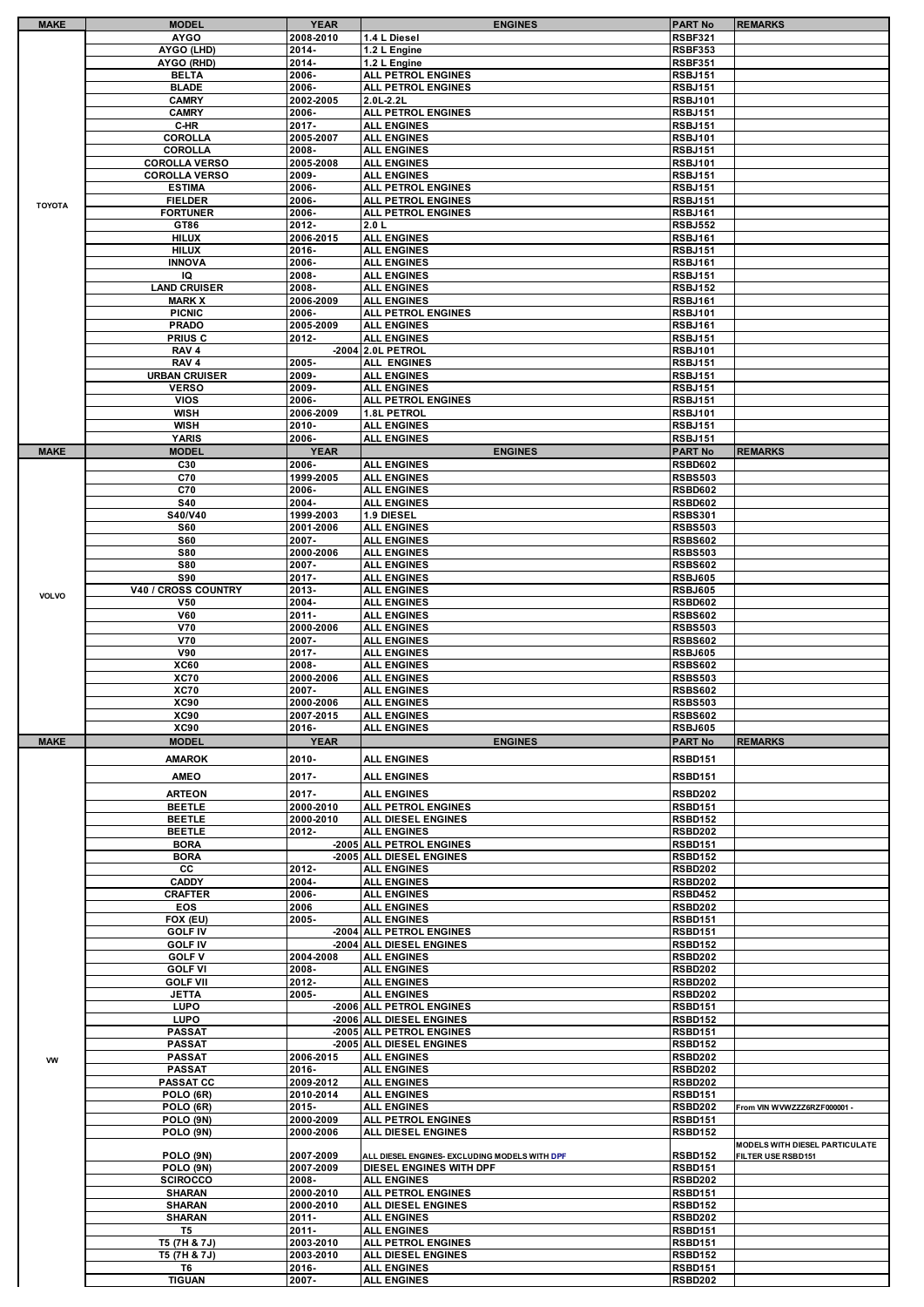| MAKE | MODEL | YEAR | ENGINES | PART No | REMARKS |
|---|---|---|---|---|---|
| TOYOTA | AYGO | 2008-2010 | 1.4 L Diesel | RSBF321 | |
| | AYGO (LHD) | 2014- | 1.2 L Engine | RSBF353 | |
| | AYGO (RHD) | 2014- | 1.2 L Engine | RSBF351 | |
| | BELTA | 2006- | ALL PETROL ENGINES | RSBJ151 | |
| | BLADE | 2006- | ALL PETROL ENGINES | RSBJ151 | |
| | CAMRY | 2002-2005 | 2.0L-2.2L | RSBJ101 | |
| | CAMRY | 2006- | ALL PETROL ENGINES | RSBJ151 | |
| | C-HR | 2017- | ALL ENGINES | RSBJ151 | |
| | COROLLA | 2005-2007 | ALL ENGINES | RSBJ101 | |
| | COROLLA | 2008- | ALL ENGINES | RSBJ151 | |
| | COROLLA VERSO | 2005-2008 | ALL ENGINES | RSBJ101 | |
| | COROLLA VERSO | 2009- | ALL ENGINES | RSBJ151 | |
| | ESTIMA | 2006- | ALL PETROL ENGINES | RSBJ151 | |
| | FIELDER | 2006- | ALL PETROL ENGINES | RSBJ151 | |
| | FORTUNER | 2006- | ALL PETROL ENGINES | RSBJ161 | |
| | GT86 | 2012- | 2.0 L | RSBJ552 | |
| | HILUX | 2006-2015 | ALL ENGINES | RSBJ161 | |
| | HILUX | 2016- | ALL ENGINES | RSBJ151 | |
| | INNOVA | 2006- | ALL ENGINES | RSBJ161 | |
| | IQ | 2008- | ALL ENGINES | RSBJ151 | |
| | LAND CRUISER | 2008- | ALL ENGINES | RSBJ152 | |
| | MARK X | 2006-2009 | ALL ENGINES | RSBJ161 | |
| | PICNIC | 2006- | ALL PETROL ENGINES | RSBJ101 | |
| | PRADO | 2005-2009 | ALL ENGINES | RSBJ161 | |
| | PRIUS C | 2012- | ALL ENGINES | RSBJ151 | |
| | RAV 4 | -2004 | 2.0L PETROL | RSBJ101 | |
| | RAV 4 | 2005- | ALL ENGINES | RSBJ151 | |
| | URBAN CRUISER | 2009- | ALL ENGINES | RSBJ151 | |
| | VERSO | 2009- | ALL ENGINES | RSBJ151 | |
| | VIOS | 2006- | ALL PETROL ENGINES | RSBJ151 | |
| | WISH | 2006-2009 | 1.8L PETROL | RSBJ101 | |
| | WISH | 2010- | ALL ENGINES | RSBJ151 | |
| | YARIS | 2006- | ALL ENGINES | RSBJ151 | |
| **MAKE** | **MODEL** | **YEAR** | **ENGINES** | **PART No** | **REMARKS** |
| VOLVO | C30 | 2006- | ALL ENGINES | RSBD602 | |
| | C70 | 1999-2005 | ALL ENGINES | RSBS503 | |
| | C70 | 2006- | ALL ENGINES | RSBD602 | |
| | S40 | 2004- | ALL ENGINES | RSBD602 | |
| | S40/V40 | 1999-2003 | 1.9 DIESEL | RSBS301 | |
| | S60 | 2001-2006 | ALL ENGINES | RSBS503 | |
| | S60 | 2007- | ALL ENGINES | RSBS602 | |
| | S80 | 2000-2006 | ALL ENGINES | RSBS503 | |
| | S80 | 2007- | ALL ENGINES | RSBS602 | |
| | S90 | 2017- | ALL ENGINES | RSBJ605 | |
| | V40 / CROSS COUNTRY | 2013- | ALL ENGINES | RSBJ605 | |
| | V50 | 2004- | ALL ENGINES | RSBD602 | |
| | V60 | 2011- | ALL ENGINES | RSBS602 | |
| | V70 | 2000-2006 | ALL ENGINES | RSBS503 | |
| | V70 | 2007- | ALL ENGINES | RSBS602 | |
| | V90 | 2017- | ALL ENGINES | RSBJ605 | |
| | XC60 | 2008- | ALL ENGINES | RSBS602 | |
| | XC70 | 2000-2006 | ALL ENGINES | RSBS503 | |
| | XC70 | 2007- | ALL ENGINES | RSBS602 | |
| | XC90 | 2000-2006 | ALL ENGINES | RSBS503 | |
| | XC90 | 2007-2015 | ALL ENGINES | RSBS602 | |
| | XC90 | 2016- | ALL ENGINES | RSBJ605 | |
| **MAKE** | **MODEL** | **YEAR** | **ENGINES** | **PART No** | **REMARKS** |
| VW | AMAROK | 2010- | ALL ENGINES | RSBD151 | |
| | AMEO | 2017- | ALL ENGINES | RSBD151 | |
| | ARTEON | 2017- | ALL ENGINES | RSBD202 | |
| | BEETLE | 2000-2010 | ALL PETROL ENGINES | RSBD151 | |
| | BEETLE | 2000-2010 | ALL DIESEL ENGINES | RSBD152 | |
| | BEETLE | 2012- | ALL ENGINES | RSBD202 | |
| | BORA | -2005 | ALL PETROL ENGINES | RSBD151 | |
| | BORA | -2005 | ALL DIESEL ENGINES | RSBD152 | |
| | CC | 2012- | ALL ENGINES | RSBD202 | |
| | CADDY | 2004- | ALL ENGINES | RSBD202 | |
| | CRAFTER | 2006- | ALL ENGINES | RSBD452 | |
| | EOS | 2006 | ALL ENGINES | RSBD202 | |
| | FOX (EU) | 2005- | ALL ENGINES | RSBD151 | |
| | GOLF IV | -2004 | ALL PETROL ENGINES | RSBD151 | |
| | GOLF IV | -2004 | ALL DIESEL ENGINES | RSBD152 | |
| | GOLF V | 2004-2008 | ALL ENGINES | RSBD202 | |
| | GOLF VI | 2008- | ALL ENGINES | RSBD202 | |
| | GOLF VII | 2012- | ALL ENGINES | RSBD202 | |
| | JETTA | 2005- | ALL ENGINES | RSBD202 | |
| | LUPO | -2006 | ALL PETROL ENGINES | RSBD151 | |
| | LUPO | -2006 | ALL DIESEL ENGINES | RSBD152 | |
| | PASSAT | -2005 | ALL PETROL ENGINES | RSBD151 | |
| | PASSAT | -2005 | ALL DIESEL ENGINES | RSBD152 | |
| | PASSAT | 2006-2015 | ALL ENGINES | RSBD202 | |
| | PASSAT | 2016- | ALL ENGINES | RSBD202 | |
| | PASSAT CC | 2009-2012 | ALL ENGINES | RSBD202 | |
| | POLO (6R) | 2010-2014 | ALL ENGINES | RSBD151 | |
| | POLO (6R) | 2015- | ALL ENGINES | RSBD202 | From VIN WVWZZZ6RZF000001 - |
| | POLO (9N) | 2000-2009 | ALL PETROL ENGINES | RSBD151 | |
| | POLO (9N) | 2000-2006 | ALL DIESEL ENGINES | RSBD152 | |
| | POLO (9N) | 2007-2009 | ALL DIESEL ENGINES- EXCLUDING MODELS WITH DPF | RSBD152 | MODELS WITH DIESEL PARTICULATE FILTER USE RSBD151 |
| | POLO (9N) | 2007-2009 | DIESEL ENGINES WITH DPF | RSBD151 | |
| | SCIROCCO | 2008- | ALL ENGINES | RSBD202 | |
| | SHARAN | 2000-2010 | ALL PETROL ENGINES | RSBD151 | |
| | SHARAN | 2000-2010 | ALL DIESEL ENGINES | RSBD152 | |
| | SHARAN | 2011- | ALL ENGINES | RSBD202 | |
| | T5 | 2011- | ALL ENGINES | RSBD151 | |
| | T5 (7H & 7J) | 2003-2010 | ALL PETROL ENGINES | RSBD151 | |
| | T5 (7H & 7J) | 2003-2010 | ALL DIESEL ENGINES | RSBD152 | |
| | T6 | 2016- | ALL ENGINES | RSBD151 | |
| | TIGUAN | 2007- | ALL ENGINES | RSBD202 | |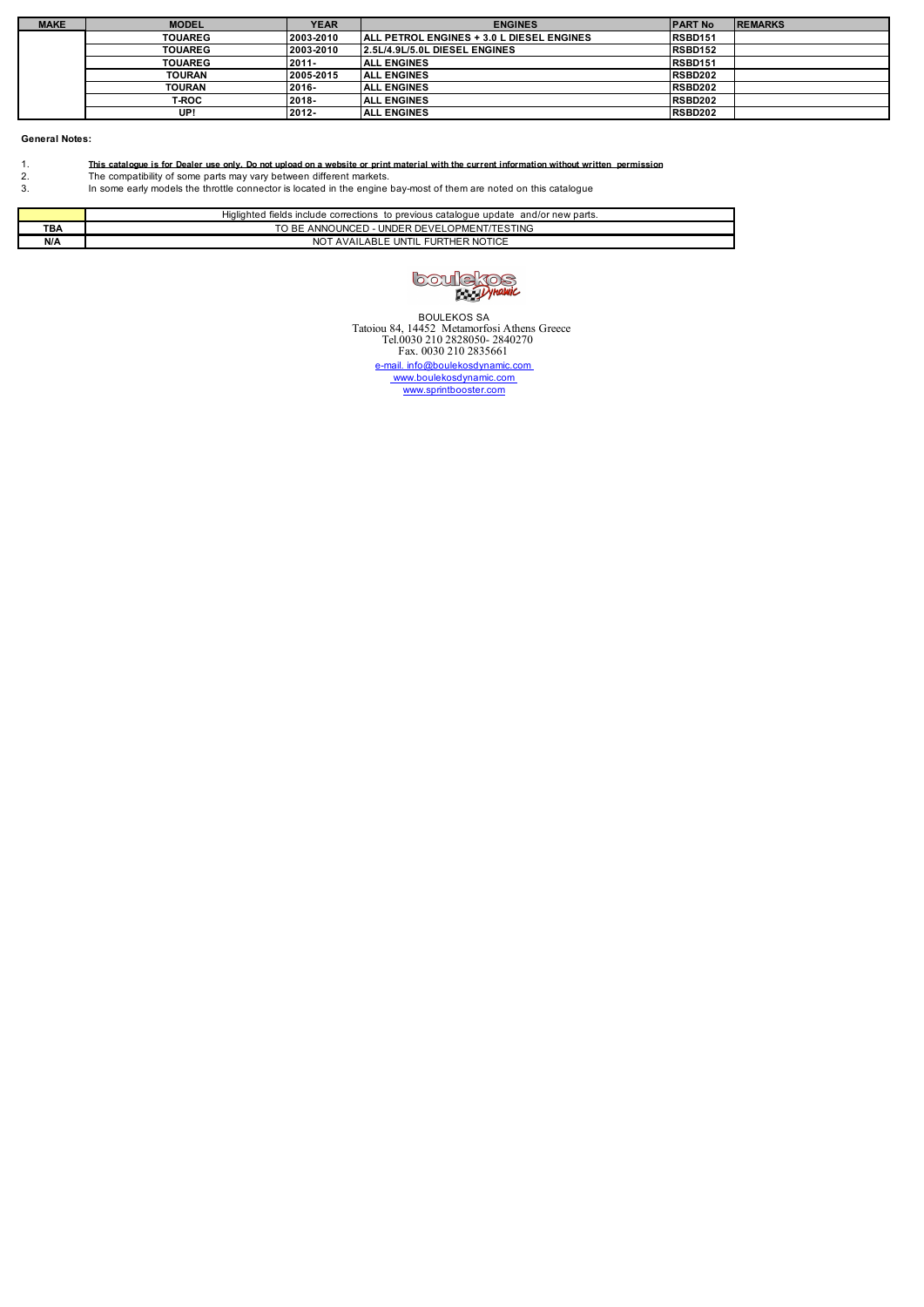| MAKE | MODEL | YEAR | ENGINES | PART No | REMARKS |
|---|---|---|---|---|---|
| | TOUAREG | 2003-2010 | ALL PETROL ENGINES + 3.0 L DIESEL ENGINES | RSBD151 | |
| | TOUAREG | 2003-2010 | 2.5L/4.9L/5.0L DIESEL ENGINES | RSBD152 | |
| | TOUAREG | 2011- | ALL ENGINES | RSBD151 | |
| | TOURAN | 2005-2015 | ALL ENGINES | RSBD202 | |
| | TOURAN | 2016- | ALL ENGINES | RSBD202 | |
| | T-ROC | 2018- | ALL ENGINES | RSBD202 | |
| | UP! | 2012- | ALL ENGINES | RSBD202 | |

**General Notes:**

1. **This catalogue is for Dealer use only. Do not upload on a website or print material with the current information without written permission**
2. The compatibility of some parts may vary between different markets.
3. In some early models the throttle connector is located in the engine bay-most of them are noted on this catalogue

| | |
|---|---|
| | Higlighted fields include corrections to previous catalogue update and/or new parts. |
| TBA | TO BE ANNOUNCED - UNDER DEVELOPMENT/TESTING |
| N/A | NOT AVAILABLE UNTIL FURTHER NOTICE |

boulekos Dynamic

BOULEKOS SA
Tatoiou 84, 14452 Metamorfosi Athens Greece
Tel.0030 210 2828050- 2840270
Fax. 0030 210 2835661
e-mail. info@boulekosdynamic.com
www.boulekosdynamic.com
www.sprintbooster.com